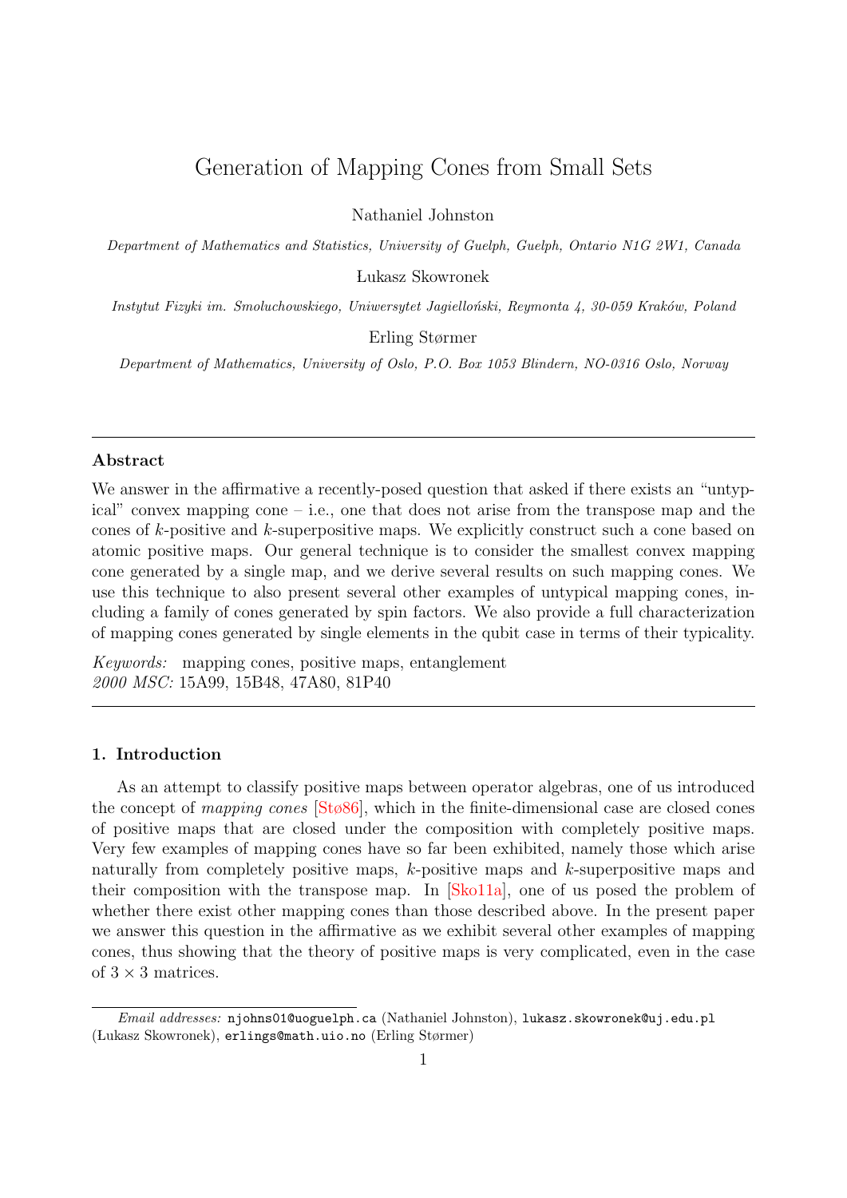# Generation of Mapping Cones from Small Sets

Nathaniel Johnston

*Department of Mathematics and Statistics, University of Guelph, Guelph, Ontario N1G 2W1, Canada*

Łukasz Skowronek

*Instytut Fizyki im. Smoluchowskiego, Uniwersytet Jagielloński, Reymonta 4, 30-059 Kraków, Poland*

Erling Størmer

*Department of Mathematics, University of Oslo, P.O. Box 1053 Blindern, NO-0316 Oslo, Norway*

---

### Abstract

We answer in the affirmative a recently-posed question that asked if there exists an "untypical" convex mapping cone – i.e., one that does not arise from the transpose map and the cones of $k$-positive and $k$-superpositive maps. We explicitly construct such a cone based on atomic positive maps. Our general technique is to consider the smallest convex mapping cone generated by a single map, and we derive several results on such mapping cones. We use this technique to also present several other examples of untypical mapping cones, including a family of cones generated by spin factors. We also provide a full characterization of mapping cones generated by single elements in the qubit case in terms of their typicality.

*Keywords:* mapping cones, positive maps, entanglement
*2000 MSC:* 15A99, 15B48, 47A80, 81P40

---

## 1. Introduction

As an attempt to classify positive maps between operator algebras, one of us introduced the concept of *mapping cones* [Stø86], which in the finite-dimensional case are closed cones of positive maps that are closed under the composition with completely positive maps. Very few examples of mapping cones have so far been exhibited, namely those which arise naturally from completely positive maps, $k$-positive maps and $k$-superpositive maps and their composition with the transpose map. In [Sko11a], one of us posed the problem of whether there exist other mapping cones than those described above. In the present paper we answer this question in the affirmative as we exhibit several other examples of mapping cones, thus showing that the theory of positive maps is very complicated, even in the case of $3 \times 3$ matrices.

---

*Email addresses:* njohns01@uoguelph.ca (Nathaniel Johnston), lukasz.skowronek@uj.edu.pl (Łukasz Skowronek), erlings@math.uio.no (Erling Størmer)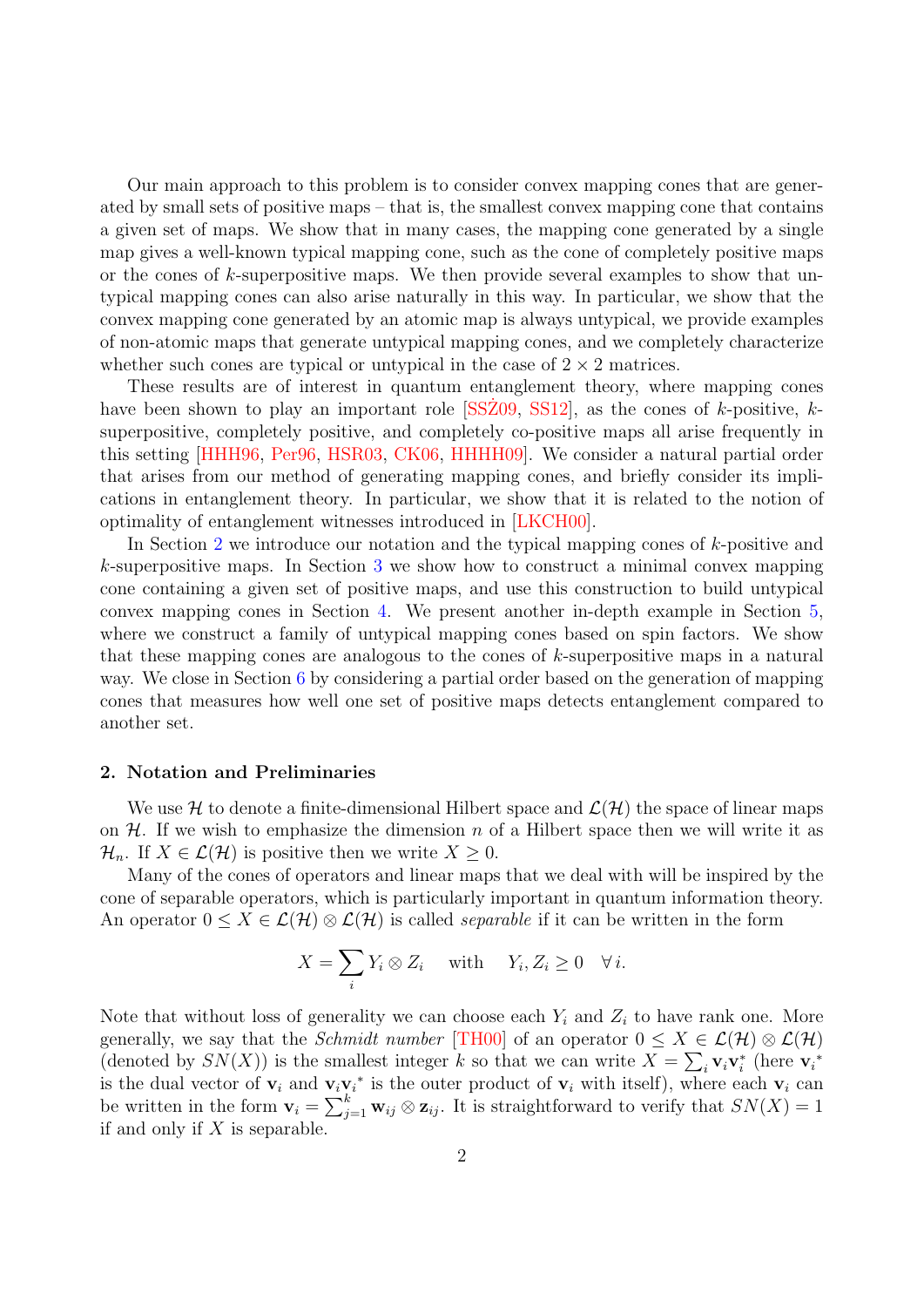Our main approach to this problem is to consider convex mapping cones that are generated by small sets of positive maps – that is, the smallest convex mapping cone that contains a given set of maps. We show that in many cases, the mapping cone generated by a single map gives a well-known typical mapping cone, such as the cone of completely positive maps or the cones of $k$-superpositive maps. We then provide several examples to show that untypical mapping cones can also arise naturally in this way. In particular, we show that the convex mapping cone generated by an atomic map is always untypical, we provide examples of non-atomic maps that generate untypical mapping cones, and we completely characterize whether such cones are typical or untypical in the case of $2 \times 2$ matrices.

These results are of interest in quantum entanglement theory, where mapping cones have been shown to play an important role [SSŻ09, SS12], as the cones of $k$-positive, $k$-superpositive, completely positive, and completely co-positive maps all arise frequently in this setting [HHH96, Per96, HSR03, CK06, HHHH09]. We consider a natural partial order that arises from our method of generating mapping cones, and briefly consider its implications in entanglement theory. In particular, we show that it is related to the notion of optimality of entanglement witnesses introduced in [LKCH00].

In Section 2 we introduce our notation and the typical mapping cones of $k$-positive and $k$-superpositive maps. In Section 3 we show how to construct a minimal convex mapping cone containing a given set of positive maps, and use this construction to build untypical convex mapping cones in Section 4. We present another in-depth example in Section 5, where we construct a family of untypical mapping cones based on spin factors. We show that these mapping cones are analogous to the cones of $k$-superpositive maps in a natural way. We close in Section 6 by considering a partial order based on the generation of mapping cones that measures how well one set of positive maps detects entanglement compared to another set.

## 2. Notation and Preliminaries

We use $\mathcal{H}$ to denote a finite-dimensional Hilbert space and $\mathcal{L}(\mathcal{H})$ the space of linear maps on $\mathcal{H}$. If we wish to emphasize the dimension $n$ of a Hilbert space then we will write it as $\mathcal{H}_n$. If $X \in \mathcal{L}(\mathcal{H})$ is positive then we write $X \geq 0$.

Many of the cones of operators and linear maps that we deal with will be inspired by the cone of separable operators, which is particularly important in quantum information theory. An operator $0 \leq X \in \mathcal{L}(\mathcal{H}) \otimes \mathcal{L}(\mathcal{H})$ is called *separable* if it can be written in the form

$$X = \sum_i Y_i \otimes Z_i \quad \text{with} \quad Y_i, Z_i \geq 0 \quad \forall\, i.$$

Note that without loss of generality we can choose each $Y_i$ and $Z_i$ to have rank one. More generally, we say that the *Schmidt number* [TH00] of an operator $0 \leq X \in \mathcal{L}(\mathcal{H}) \otimes \mathcal{L}(\mathcal{H})$ (denoted by $SN(X)$) is the smallest integer $k$ so that we can write $X = \sum_i \mathbf{v}_i \mathbf{v}_i^*$ (here $\mathbf{v}_i{}^*$ is the dual vector of $\mathbf{v}_i$ and $\mathbf{v}_i \mathbf{v}_i{}^*$ is the outer product of $\mathbf{v}_i$ with itself), where each $\mathbf{v}_i$ can be written in the form $\mathbf{v}_i = \sum_{j=1}^k \mathbf{w}_{ij} \otimes \mathbf{z}_{ij}$. It is straightforward to verify that $SN(X) = 1$ if and only if $X$ is separable.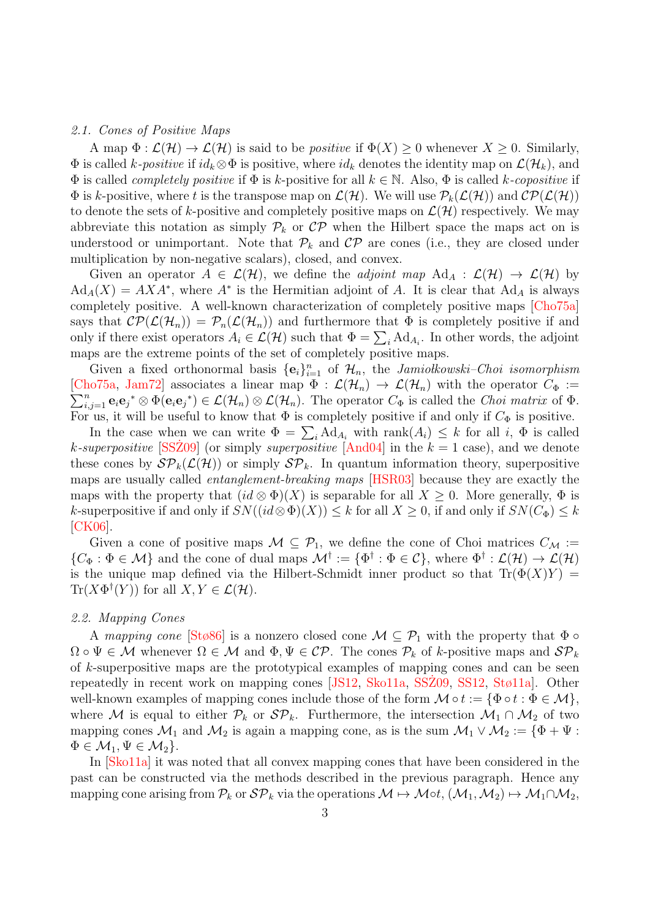### 2.1. Cones of Positive Maps

A map $\Phi : \mathcal{L}(\mathcal{H}) \to \mathcal{L}(\mathcal{H})$ is said to be *positive* if $\Phi(X) \geq 0$ whenever $X \geq 0$. Similarly, $\Phi$ is called *k-positive* if $id_k \otimes \Phi$ is positive, where $id_k$ denotes the identity map on $\mathcal{L}(\mathcal{H}_k)$, and $\Phi$ is called *completely positive* if $\Phi$ is $k$-positive for all $k \in \mathbb{N}$. Also, $\Phi$ is called *k-copositive* if $\Phi$ is $k$-positive, where $t$ is the transpose map on $\mathcal{L}(\mathcal{H})$. We will use $\mathcal{P}_k(\mathcal{L}(\mathcal{H}))$ and $\mathcal{CP}(\mathcal{L}(\mathcal{H}))$ to denote the sets of $k$-positive and completely positive maps on $\mathcal{L}(\mathcal{H})$ respectively. We may abbreviate this notation as simply $\mathcal{P}_k$ or $\mathcal{CP}$ when the Hilbert space the maps act on is understood or unimportant. Note that $\mathcal{P}_k$ and $\mathcal{CP}$ are cones (i.e., they are closed under multiplication by non-negative scalars), closed, and convex.

Given an operator $A \in \mathcal{L}(\mathcal{H})$, we define the *adjoint map* $\mathrm{Ad}_A : \mathcal{L}(\mathcal{H}) \to \mathcal{L}(\mathcal{H})$ by $\mathrm{Ad}_A(X) = AXA^*$, where $A^*$ is the Hermitian adjoint of $A$. It is clear that $\mathrm{Ad}_A$ is always completely positive. A well-known characterization of completely positive maps [Cho75a] says that $\mathcal{CP}(\mathcal{L}(\mathcal{H}_n)) = \mathcal{P}_n(\mathcal{L}(\mathcal{H}_n))$ and furthermore that $\Phi$ is completely positive if and only if there exist operators $A_i \in \mathcal{L}(\mathcal{H})$ such that $\Phi = \sum_i \mathrm{Ad}_{A_i}$. In other words, the adjoint maps are the extreme points of the set of completely positive maps.

Given a fixed orthonormal basis $\{\mathbf{e}_i\}_{i=1}^n$ of $\mathcal{H}_n$, the *Jamiołkowski–Choi isomorphism* [Cho75a, Jam72] associates a linear map $\Phi : \mathcal{L}(\mathcal{H}_n) \to \mathcal{L}(\mathcal{H}_n)$ with the operator $C_\Phi := \sum_{i,j=1}^n \mathbf{e}_i\mathbf{e}_j{}^* \otimes \Phi(\mathbf{e}_i\mathbf{e}_j{}^*) \in \mathcal{L}(\mathcal{H}_n) \otimes \mathcal{L}(\mathcal{H}_n)$. The operator $C_\Phi$ is called the *Choi matrix* of $\Phi$. For us, it will be useful to know that $\Phi$ is completely positive if and only if $C_\Phi$ is positive.

In the case when we can write $\Phi = \sum_i \mathrm{Ad}_{A_i}$ with $\mathrm{rank}(A_i) \leq k$ for all $i$, $\Phi$ is called *k-superpositive* [SSŻ09] (or simply *superpositive* [And04] in the $k = 1$ case), and we denote these cones by $\mathcal{SP}_k(\mathcal{L}(\mathcal{H}))$ or simply $\mathcal{SP}_k$. In quantum information theory, superpositive maps are usually called *entanglement-breaking maps* [HSR03] because they are exactly the maps with the property that $(id \otimes \Phi)(X)$ is separable for all $X \geq 0$. More generally, $\Phi$ is $k$-superpositive if and only if $SN((id \otimes \Phi)(X)) \leq k$ for all $X \geq 0$, if and only if $SN(C_\Phi) \leq k$ [CK06].

Given a cone of positive maps $\mathcal{M} \subseteq \mathcal{P}_1$, we define the cone of Choi matrices $C_\mathcal{M} := \{C_\Phi : \Phi \in \mathcal{M}\}$ and the cone of dual maps $\mathcal{M}^\dagger := \{\Phi^\dagger : \Phi \in \mathcal{C}\}$, where $\Phi^\dagger : \mathcal{L}(\mathcal{H}) \to \mathcal{L}(\mathcal{H})$ is the unique map defined via the Hilbert-Schmidt inner product so that $\mathrm{Tr}(\Phi(X)Y) = \mathrm{Tr}(X\Phi^\dagger(Y))$ for all $X, Y \in \mathcal{L}(\mathcal{H})$.

### 2.2. Mapping Cones

A *mapping cone* [Stø86] is a nonzero closed cone $\mathcal{M} \subseteq \mathcal{P}_1$ with the property that $\Phi \circ \Omega \circ \Psi \in \mathcal{M}$ whenever $\Omega \in \mathcal{M}$ and $\Phi, \Psi \in \mathcal{CP}$. The cones $\mathcal{P}_k$ of $k$-positive maps and $\mathcal{SP}_k$ of $k$-superpositive maps are the prototypical examples of mapping cones and can be seen repeatedly in recent work on mapping cones [JS12, Sko11a, SSŻ09, SS12, Stø11a]. Other well-known examples of mapping cones include those of the form $\mathcal{M} \circ t := \{\Phi \circ t : \Phi \in \mathcal{M}\}$, where $\mathcal{M}$ is equal to either $\mathcal{P}_k$ or $\mathcal{SP}_k$. Furthermore, the intersection $\mathcal{M}_1 \cap \mathcal{M}_2$ of two mapping cones $\mathcal{M}_1$ and $\mathcal{M}_2$ is again a mapping cone, as is the sum $\mathcal{M}_1 \vee \mathcal{M}_2 := \{\Phi + \Psi : \Phi \in \mathcal{M}_1, \Psi \in \mathcal{M}_2\}$.

In [Sko11a] it was noted that all convex mapping cones that have been considered in the past can be constructed via the methods described in the previous paragraph. Hence any mapping cone arising from $\mathcal{P}_k$ or $\mathcal{SP}_k$ via the operations $\mathcal{M} \mapsto \mathcal{M} \circ t$, $(\mathcal{M}_1, \mathcal{M}_2) \mapsto \mathcal{M}_1 \cap \mathcal{M}_2$,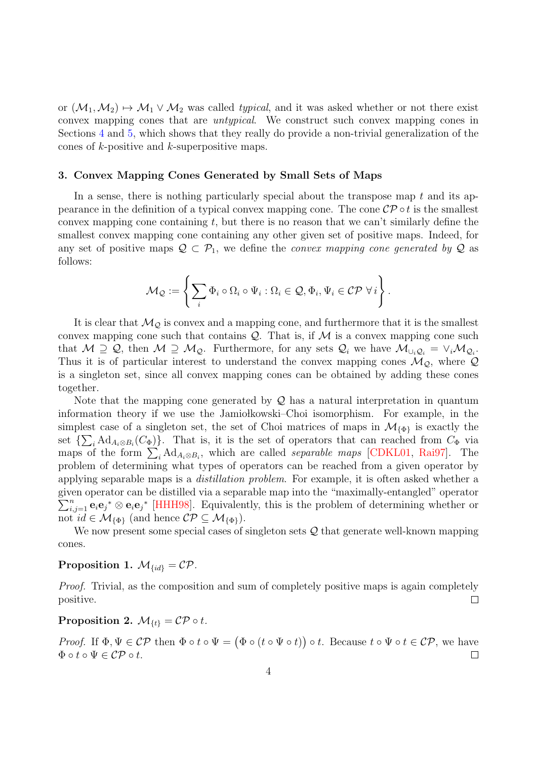or $(\mathcal{M}_1, \mathcal{M}_2) \mapsto \mathcal{M}_1 \vee \mathcal{M}_2$ was called *typical*, and it was asked whether or not there exist convex mapping cones that are *untypical*. We construct such convex mapping cones in Sections 4 and 5, which shows that they really do provide a non-trivial generalization of the cones of $k$-positive and $k$-superpositive maps.

## 3. Convex Mapping Cones Generated by Small Sets of Maps

In a sense, there is nothing particularly special about the transpose map $t$ and its appearance in the definition of a typical convex mapping cone. The cone $\mathcal{CP} \circ t$ is the smallest convex mapping cone containing $t$, but there is no reason that we can't similarly define the smallest convex mapping cone containing any other given set of positive maps. Indeed, for any set of positive maps $\mathcal{Q} \subset \mathcal{P}_1$, we define the *convex mapping cone generated by* $\mathcal{Q}$ as follows:

$$\mathcal{M}_{\mathcal{Q}} := \left\{ \sum_i \Phi_i \circ \Omega_i \circ \Psi_i : \Omega_i \in \mathcal{Q}, \Phi_i, \Psi_i \in \mathcal{CP} \ \forall \, i \right\}.$$

It is clear that $\mathcal{M}_{\mathcal{Q}}$ is convex and a mapping cone, and furthermore that it is the smallest convex mapping cone such that contains $\mathcal{Q}$. That is, if $\mathcal{M}$ is a convex mapping cone such that $\mathcal{M} \supseteq \mathcal{Q}$, then $\mathcal{M} \supseteq \mathcal{M}_{\mathcal{Q}}$. Furthermore, for any sets $\mathcal{Q}_i$ we have $\mathcal{M}_{\cup_i \mathcal{Q}_i} = \vee_i \mathcal{M}_{\mathcal{Q}_i}$. Thus it is of particular interest to understand the convex mapping cones $\mathcal{M}_{\mathcal{Q}}$, where $\mathcal{Q}$ is a singleton set, since all convex mapping cones can be obtained by adding these cones together.

Note that the mapping cone generated by $\mathcal{Q}$ has a natural interpretation in quantum information theory if we use the Jamiołkowski–Choi isomorphism. For example, in the simplest case of a singleton set, the set of Choi matrices of maps in $\mathcal{M}_{\{\Phi\}}$ is exactly the set $\{\sum_i \mathrm{Ad}_{A_i \otimes B_i}(C_\Phi)\}$. That is, it is the set of operators that can reached from $C_\Phi$ via maps of the form $\sum_i \mathrm{Ad}_{A_i \otimes B_i}$, which are called *separable maps* [CDKL01, Rai97]. The problem of determining what types of operators can be reached from a given operator by applying separable maps is a *distillation problem*. For example, it is often asked whether a given operator can be distilled via a separable map into the "maximally-entangled" operator $\sum_{i,j=1}^n \mathbf{e}_i \mathbf{e}_j^* \otimes \mathbf{e}_i \mathbf{e}_j^*$ [HHH98]. Equivalently, this is the problem of determining whether or not $id \in \mathcal{M}_{\{\Phi\}}$ (and hence $\mathcal{CP} \subseteq \mathcal{M}_{\{\Phi\}}$).

We now present some special cases of singleton sets $\mathcal{Q}$ that generate well-known mapping cones.

**Proposition 1.** $\mathcal{M}_{\{id\}} = \mathcal{CP}$.

*Proof.* Trivial, as the composition and sum of completely positive maps is again completely positive. $\square$

**Proposition 2.** $\mathcal{M}_{\{t\}} = \mathcal{CP} \circ t$.

*Proof.* If $\Phi, \Psi \in \mathcal{CP}$ then $\Phi \circ t \circ \Psi = \big(\Phi \circ (t \circ \Psi \circ t)\big) \circ t$. Because $t \circ \Psi \circ t \in \mathcal{CP}$, we have $\Phi \circ t \circ \Psi \in \mathcal{CP} \circ t$. $\square$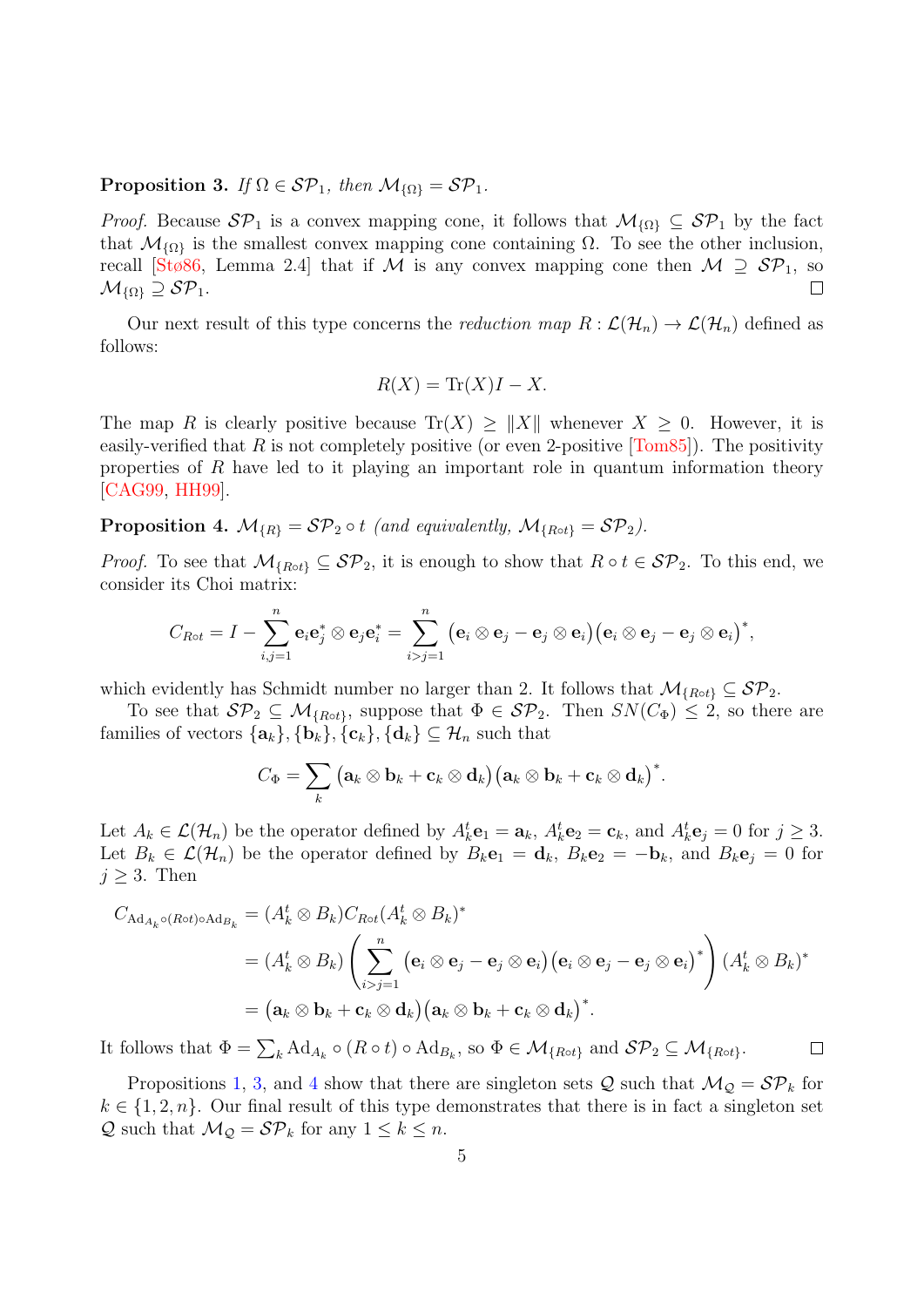**Proposition 3.** *If $\Omega \in \mathcal{SP}_1$, then $\mathcal{M}_{\{\Omega\}} = \mathcal{SP}_1$.*

*Proof.* Because $\mathcal{SP}_1$ is a convex mapping cone, it follows that $\mathcal{M}_{\{\Omega\}} \subseteq \mathcal{SP}_1$ by the fact that $\mathcal{M}_{\{\Omega\}}$ is the smallest convex mapping cone containing $\Omega$. To see the other inclusion, recall [Stø86, Lemma 2.4] that if $\mathcal{M}$ is any convex mapping cone then $\mathcal{M} \supseteq \mathcal{SP}_1$, so $\mathcal{M}_{\{\Omega\}} \supseteq \mathcal{SP}_1$. □

Our next result of this type concerns the *reduction map* $R : \mathcal{L}(\mathcal{H}_n) \to \mathcal{L}(\mathcal{H}_n)$ defined as follows:

$$R(X) = \mathrm{Tr}(X)I - X.$$

The map $R$ is clearly positive because $\mathrm{Tr}(X) \geq \|X\|$ whenever $X \geq 0$. However, it is easily-verified that $R$ is not completely positive (or even 2-positive [Tom85]). The positivity properties of $R$ have led to it playing an important role in quantum information theory [CAG99, HH99].

**Proposition 4.** *$\mathcal{M}_{\{R\}} = \mathcal{SP}_2 \circ t$ (and equivalently, $\mathcal{M}_{\{R\circ t\}} = \mathcal{SP}_2$).*

*Proof.* To see that $\mathcal{M}_{\{R\circ t\}} \subseteq \mathcal{SP}_2$, it is enough to show that $R \circ t \in \mathcal{SP}_2$. To this end, we consider its Choi matrix:

$$C_{R\circ t} = I - \sum_{i,j=1}^{n} \mathbf{e}_i\mathbf{e}_j^* \otimes \mathbf{e}_j\mathbf{e}_i^* = \sum_{i>j=1}^{n} \big(\mathbf{e}_i \otimes \mathbf{e}_j - \mathbf{e}_j \otimes \mathbf{e}_i\big)\big(\mathbf{e}_i \otimes \mathbf{e}_j - \mathbf{e}_j \otimes \mathbf{e}_i\big)^*,$$

which evidently has Schmidt number no larger than 2. It follows that $\mathcal{M}_{\{R\circ t\}} \subseteq \mathcal{SP}_2$.

To see that $\mathcal{SP}_2 \subseteq \mathcal{M}_{\{R\circ t\}}$, suppose that $\Phi \in \mathcal{SP}_2$. Then $SN(C_\Phi) \leq 2$, so there are families of vectors $\{\mathbf{a}_k\}, \{\mathbf{b}_k\}, \{\mathbf{c}_k\}, \{\mathbf{d}_k\} \subseteq \mathcal{H}_n$ such that

$$C_\Phi = \sum_k \big(\mathbf{a}_k \otimes \mathbf{b}_k + \mathbf{c}_k \otimes \mathbf{d}_k\big)\big(\mathbf{a}_k \otimes \mathbf{b}_k + \mathbf{c}_k \otimes \mathbf{d}_k\big)^*.$$

Let $A_k \in \mathcal{L}(\mathcal{H}_n)$ be the operator defined by $A_k^t\mathbf{e}_1 = \mathbf{a}_k$, $A_k^t\mathbf{e}_2 = \mathbf{c}_k$, and $A_k^t\mathbf{e}_j = 0$ for $j \geq 3$. Let $B_k \in \mathcal{L}(\mathcal{H}_n)$ be the operator defined by $B_k\mathbf{e}_1 = \mathbf{d}_k$, $B_k\mathbf{e}_2 = -\mathbf{b}_k$, and $B_k\mathbf{e}_j = 0$ for $j \geq 3$. Then

$$\begin{aligned}
C_{\mathrm{Ad}_{A_k}\circ(R\circ t)\circ\mathrm{Ad}_{B_k}} &= (A_k^t \otimes B_k)C_{R\circ t}(A_k^t \otimes B_k)^* \\
&= (A_k^t \otimes B_k)\left(\sum_{i>j=1}^{n} \big(\mathbf{e}_i \otimes \mathbf{e}_j - \mathbf{e}_j \otimes \mathbf{e}_i\big)\big(\mathbf{e}_i \otimes \mathbf{e}_j - \mathbf{e}_j \otimes \mathbf{e}_i\big)^*\right)(A_k^t \otimes B_k)^* \\
&= \big(\mathbf{a}_k \otimes \mathbf{b}_k + \mathbf{c}_k \otimes \mathbf{d}_k\big)\big(\mathbf{a}_k \otimes \mathbf{b}_k + \mathbf{c}_k \otimes \mathbf{d}_k\big)^*.
\end{aligned}$$

It follows that $\Phi = \sum_k \mathrm{Ad}_{A_k} \circ (R \circ t) \circ \mathrm{Ad}_{B_k}$, so $\Phi \in \mathcal{M}_{\{R\circ t\}}$ and $\mathcal{SP}_2 \subseteq \mathcal{M}_{\{R\circ t\}}$. □

Propositions 1, 3, and 4 show that there are singleton sets $\mathcal{Q}$ such that $\mathcal{M}_\mathcal{Q} = \mathcal{SP}_k$ for $k \in \{1, 2, n\}$. Our final result of this type demonstrates that there is in fact a singleton set $\mathcal{Q}$ such that $\mathcal{M}_\mathcal{Q} = \mathcal{SP}_k$ for any $1 \leq k \leq n$.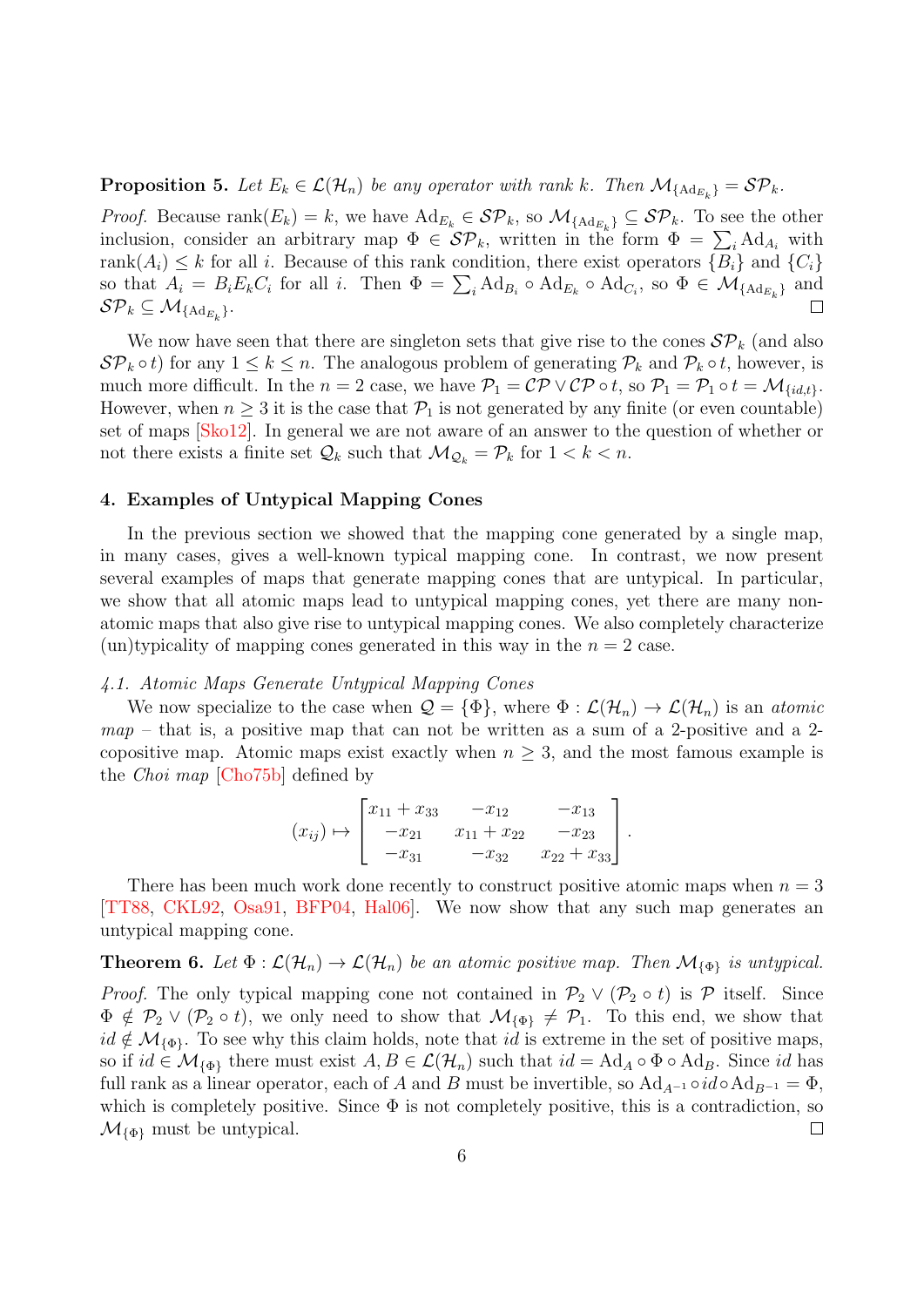**Proposition 5.** *Let $E_k \in \mathcal{L}(\mathcal{H}_n)$ be any operator with rank $k$. Then $\mathcal{M}_{\{\mathrm{Ad}_{E_k}\}} = \mathcal{SP}_k$.*

*Proof.* Because $\mathrm{rank}(E_k) = k$, we have $\mathrm{Ad}_{E_k} \in \mathcal{SP}_k$, so $\mathcal{M}_{\{\mathrm{Ad}_{E_k}\}} \subseteq \mathcal{SP}_k$. To see the other inclusion, consider an arbitrary map $\Phi \in \mathcal{SP}_k$, written in the form $\Phi = \sum_i \mathrm{Ad}_{A_i}$ with $\mathrm{rank}(A_i) \leq k$ for all $i$. Because of this rank condition, there exist operators $\{B_i\}$ and $\{C_i\}$ so that $A_i = B_i E_k C_i$ for all $i$. Then $\Phi = \sum_i \mathrm{Ad}_{B_i} \circ \mathrm{Ad}_{E_k} \circ \mathrm{Ad}_{C_i}$, so $\Phi \in \mathcal{M}_{\{\mathrm{Ad}_{E_k}\}}$ and $\mathcal{SP}_k \subseteq \mathcal{M}_{\{\mathrm{Ad}_{E_k}\}}$. $\square$

We now have seen that there are singleton sets that give rise to the cones $\mathcal{SP}_k$ (and also $\mathcal{SP}_k \circ t$) for any $1 \leq k \leq n$. The analogous problem of generating $\mathcal{P}_k$ and $\mathcal{P}_k \circ t$, however, is much more difficult. In the $n = 2$ case, we have $\mathcal{P}_1 = \mathcal{CP} \vee \mathcal{CP} \circ t$, so $\mathcal{P}_1 = \mathcal{P}_1 \circ t = \mathcal{M}_{\{id,t\}}$. However, when $n \geq 3$ it is the case that $\mathcal{P}_1$ is not generated by any finite (or even countable) set of maps [Sko12]. In general we are not aware of an answer to the question of whether or not there exists a finite set $\mathcal{Q}_k$ such that $\mathcal{M}_{\mathcal{Q}_k} = \mathcal{P}_k$ for $1 < k < n$.

## 4. Examples of Untypical Mapping Cones

In the previous section we showed that the mapping cone generated by a single map, in many cases, gives a well-known typical mapping cone. In contrast, we now present several examples of maps that generate mapping cones that are untypical. In particular, we show that all atomic maps lead to untypical mapping cones, yet there are many non-atomic maps that also give rise to untypical mapping cones. We also completely characterize (un)typicality of mapping cones generated in this way in the $n = 2$ case.

### *4.1. Atomic Maps Generate Untypical Mapping Cones*

We now specialize to the case when $\mathcal{Q} = \{\Phi\}$, where $\Phi : \mathcal{L}(\mathcal{H}_n) \to \mathcal{L}(\mathcal{H}_n)$ is an *atomic map* – that is, a positive map that can not be written as a sum of a 2-positive and a 2-copositive map. Atomic maps exist exactly when $n \geq 3$, and the most famous example is the *Choi map* [Cho75b] defined by

$$(x_{ij}) \mapsto \begin{bmatrix} x_{11} + x_{33} & -x_{12} & -x_{13} \\ -x_{21} & x_{11} + x_{22} & -x_{23} \\ -x_{31} & -x_{32} & x_{22} + x_{33} \end{bmatrix}.$$

There has been much work done recently to construct positive atomic maps when $n = 3$ [TT88, CKL92, Osa91, BFP04, Hal06]. We now show that any such map generates an untypical mapping cone.

**Theorem 6.** *Let $\Phi : \mathcal{L}(\mathcal{H}_n) \to \mathcal{L}(\mathcal{H}_n)$ be an atomic positive map. Then $\mathcal{M}_{\{\Phi\}}$ is untypical.*

*Proof.* The only typical mapping cone not contained in $\mathcal{P}_2 \vee (\mathcal{P}_2 \circ t)$ is $\mathcal{P}$ itself. Since $\Phi \notin \mathcal{P}_2 \vee (\mathcal{P}_2 \circ t)$, we only need to show that $\mathcal{M}_{\{\Phi\}} \neq \mathcal{P}_1$. To this end, we show that $id \notin \mathcal{M}_{\{\Phi\}}$. To see why this claim holds, note that $id$ is extreme in the set of positive maps, so if $id \in \mathcal{M}_{\{\Phi\}}$ there must exist $A, B \in \mathcal{L}(\mathcal{H}_n)$ such that $id = \mathrm{Ad}_A \circ \Phi \circ \mathrm{Ad}_B$. Since $id$ has full rank as a linear operator, each of $A$ and $B$ must be invertible, so $\mathrm{Ad}_{A^{-1}} \circ id \circ \mathrm{Ad}_{B^{-1}} = \Phi$, which is completely positive. Since $\Phi$ is not completely positive, this is a contradiction, so $\mathcal{M}_{\{\Phi\}}$ must be untypical. $\square$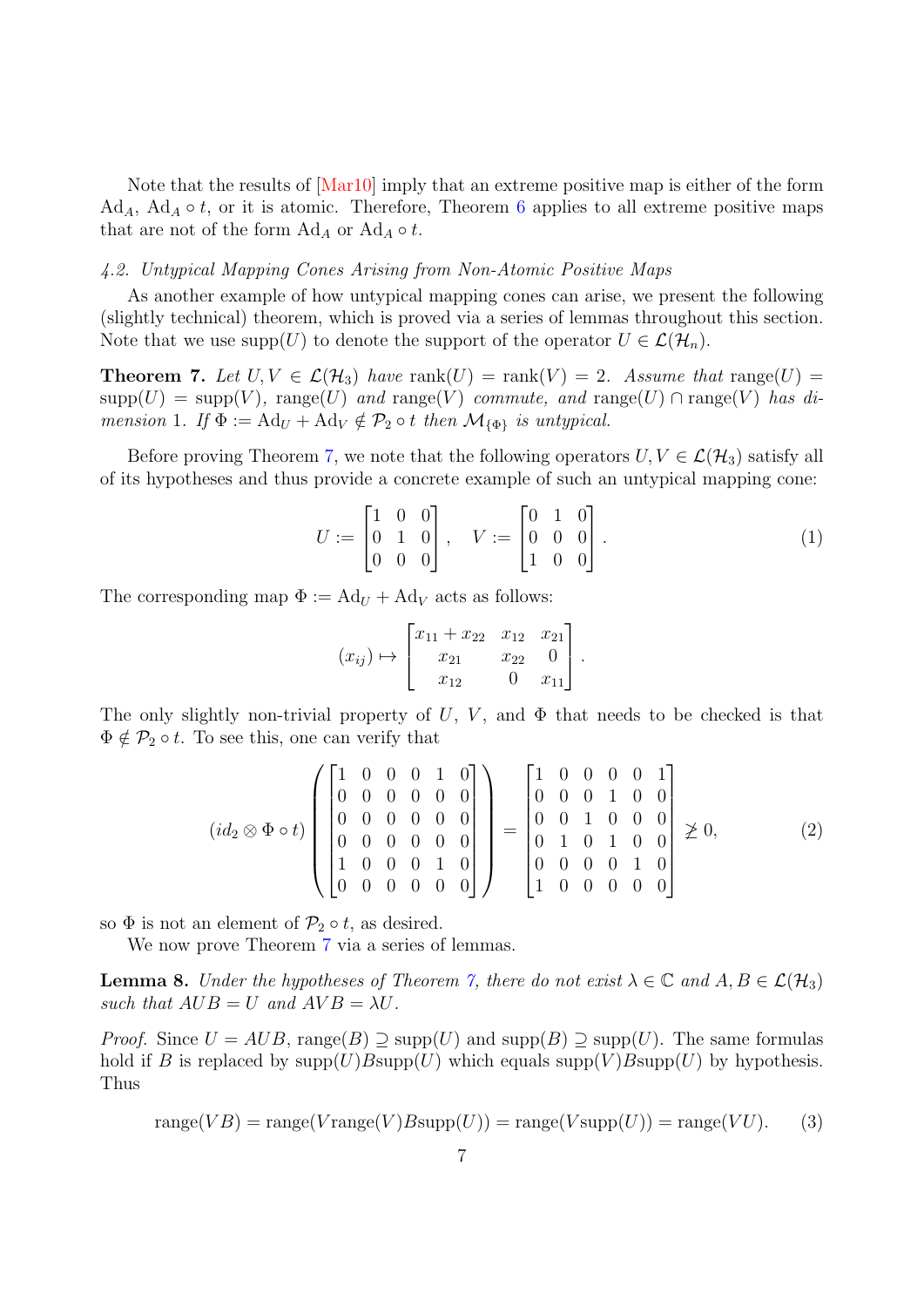Note that the results of [Mar10] imply that an extreme positive map is either of the form $\mathrm{Ad}_A$, $\mathrm{Ad}_A \circ t$, or it is atomic. Therefore, Theorem 6 applies to all extreme positive maps that are not of the form $\mathrm{Ad}_A$ or $\mathrm{Ad}_A \circ t$.

### *4.2. Untypical Mapping Cones Arising from Non-Atomic Positive Maps*

As another example of how untypical mapping cones can arise, we present the following (slightly technical) theorem, which is proved via a series of lemmas throughout this section. Note that we use $\mathrm{supp}(U)$ to denote the support of the operator $U \in \mathcal{L}(\mathcal{H}_n)$.

**Theorem 7.** *Let $U, V \in \mathcal{L}(\mathcal{H}_3)$ have $\mathrm{rank}(U) = \mathrm{rank}(V) = 2$. Assume that $\mathrm{range}(U) = \mathrm{supp}(U) = \mathrm{supp}(V)$, $\mathrm{range}(U)$ and $\mathrm{range}(V)$ commute, and $\mathrm{range}(U) \cap \mathrm{range}(V)$ has dimension 1. If $\Phi := \mathrm{Ad}_U + \mathrm{Ad}_V \notin \mathcal{P}_2 \circ t$ then $\mathcal{M}_{\{\Phi\}}$ is untypical.*

Before proving Theorem 7, we note that the following operators $U, V \in \mathcal{L}(\mathcal{H}_3)$ satisfy all of its hypotheses and thus provide a concrete example of such an untypical mapping cone:

$$U := \begin{bmatrix} 1 & 0 & 0 \\ 0 & 1 & 0 \\ 0 & 0 & 0 \end{bmatrix}, \quad V := \begin{bmatrix} 0 & 1 & 0 \\ 0 & 0 & 0 \\ 1 & 0 & 0 \end{bmatrix}. \tag{1}$$

The corresponding map $\Phi := \mathrm{Ad}_U + \mathrm{Ad}_V$ acts as follows:

$$(x_{ij}) \mapsto \begin{bmatrix} x_{11} + x_{22} & x_{12} & x_{21} \\ x_{21} & x_{22} & 0 \\ x_{12} & 0 & x_{11} \end{bmatrix}.$$

The only slightly non-trivial property of $U$, $V$, and $\Phi$ that needs to be checked is that $\Phi \notin \mathcal{P}_2 \circ t$. To see this, one can verify that

$$(id_2 \otimes \Phi \circ t) \left( \begin{bmatrix} 1 & 0 & 0 & 0 & 1 & 0 \\ 0 & 0 & 0 & 0 & 0 & 0 \\ 0 & 0 & 0 & 0 & 0 & 0 \\ 0 & 0 & 0 & 0 & 0 & 0 \\ 1 & 0 & 0 & 0 & 1 & 0 \\ 0 & 0 & 0 & 0 & 0 & 0 \end{bmatrix} \right) = \begin{bmatrix} 1 & 0 & 0 & 0 & 0 & 1 \\ 0 & 0 & 0 & 1 & 0 & 0 \\ 0 & 0 & 1 & 0 & 0 & 0 \\ 0 & 1 & 0 & 1 & 0 & 0 \\ 0 & 0 & 0 & 0 & 1 & 0 \\ 1 & 0 & 0 & 0 & 0 & 0 \end{bmatrix} \not\geq 0, \tag{2}$$

so $\Phi$ is not an element of $\mathcal{P}_2 \circ t$, as desired.

We now prove Theorem 7 via a series of lemmas.

**Lemma 8.** *Under the hypotheses of Theorem 7, there do not exist $\lambda \in \mathbb{C}$ and $A, B \in \mathcal{L}(\mathcal{H}_3)$ such that $AUB = U$ and $AVB = \lambda U$.*

*Proof.* Since $U = AUB$, $\mathrm{range}(B) \supseteq \mathrm{supp}(U)$ and $\mathrm{supp}(B) \supseteq \mathrm{supp}(U)$. The same formulas hold if $B$ is replaced by $\mathrm{supp}(U)B\mathrm{supp}(U)$ which equals $\mathrm{supp}(V)B\mathrm{supp}(U)$ by hypothesis. Thus

$$\mathrm{range}(VB) = \mathrm{range}(V\mathrm{range}(V)B\mathrm{supp}(U)) = \mathrm{range}(V\mathrm{supp}(U)) = \mathrm{range}(VU). \tag{3}$$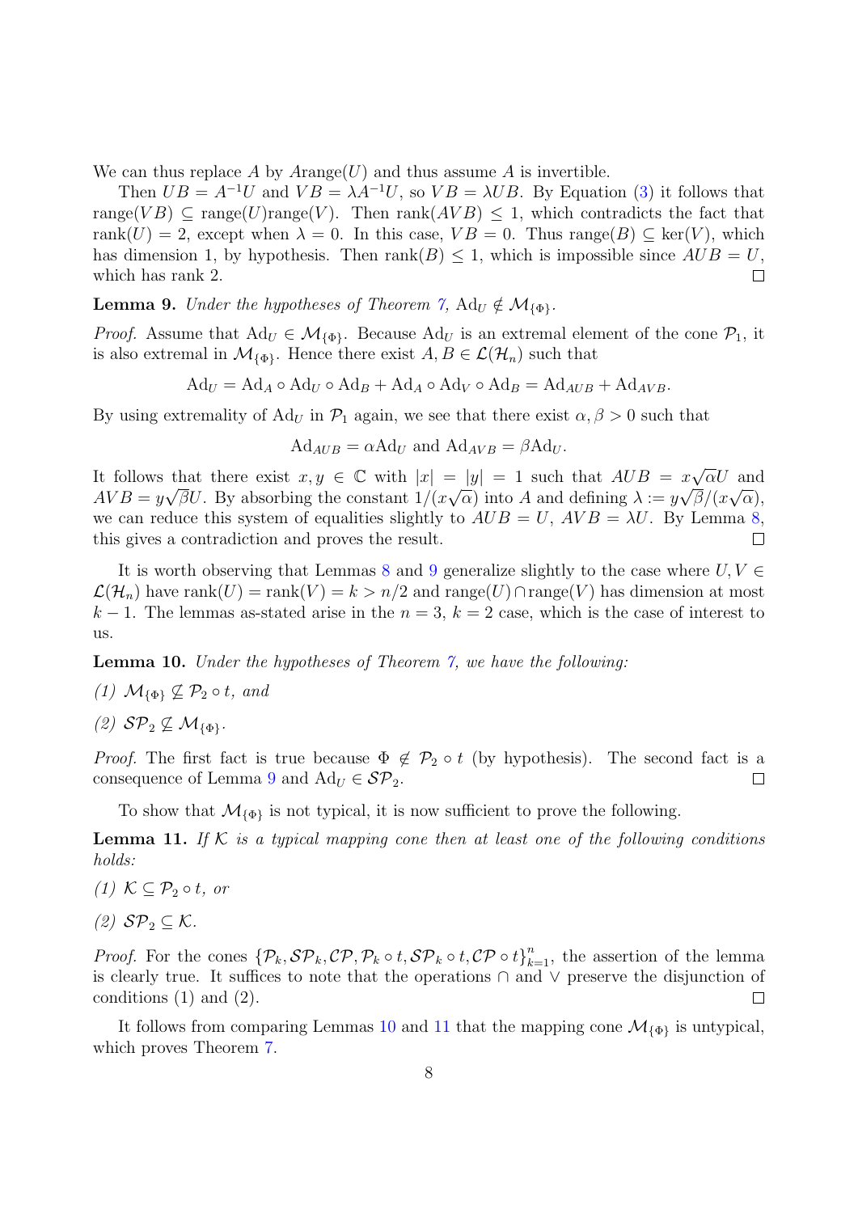We can thus replace $A$ by $A\mathrm{range}(U)$ and thus assume $A$ is invertible.

Then $UB = A^{-1}U$ and $VB = \lambda A^{-1}U$, so $VB = \lambda UB$. By Equation (3) it follows that $\mathrm{range}(VB) \subseteq \mathrm{range}(U)\mathrm{range}(V)$. Then $\mathrm{rank}(AVB) \leq 1$, which contradicts the fact that $\mathrm{rank}(U) = 2$, except when $\lambda = 0$. In this case, $VB = 0$. Thus $\mathrm{range}(B) \subseteq \ker(V)$, which has dimension 1, by hypothesis. Then $\mathrm{rank}(B) \leq 1$, which is impossible since $AUB = U$, which has rank 2. ∎

**Lemma 9.** *Under the hypotheses of Theorem 7,* $\mathrm{Ad}_U \notin \mathcal{M}_{\{\Phi\}}$.

*Proof.* Assume that $\mathrm{Ad}_U \in \mathcal{M}_{\{\Phi\}}$. Because $\mathrm{Ad}_U$ is an extremal element of the cone $\mathcal{P}_1$, it is also extremal in $\mathcal{M}_{\{\Phi\}}$. Hence there exist $A, B \in \mathcal{L}(\mathcal{H}_n)$ such that

$$\mathrm{Ad}_U = \mathrm{Ad}_A \circ \mathrm{Ad}_U \circ \mathrm{Ad}_B + \mathrm{Ad}_A \circ \mathrm{Ad}_V \circ \mathrm{Ad}_B = \mathrm{Ad}_{AUB} + \mathrm{Ad}_{AVB}.$$

By using extremality of $\mathrm{Ad}_U$ in $\mathcal{P}_1$ again, we see that there exist $\alpha, \beta > 0$ such that

$$\mathrm{Ad}_{AUB} = \alpha \mathrm{Ad}_U \text{ and } \mathrm{Ad}_{AVB} = \beta \mathrm{Ad}_U.$$

It follows that there exist $x, y \in \mathbb{C}$ with $|x| = |y| = 1$ such that $AUB = x\sqrt{\alpha}U$ and $AVB = y\sqrt{\beta}U$. By absorbing the constant $1/(x\sqrt{\alpha})$ into $A$ and defining $\lambda := y\sqrt{\beta}/(x\sqrt{\alpha})$, we can reduce this system of equalities slightly to $AUB = U$, $AVB = \lambda U$. By Lemma 8, this gives a contradiction and proves the result. ∎

It is worth observing that Lemmas 8 and 9 generalize slightly to the case where $U, V \in \mathcal{L}(\mathcal{H}_n)$ have $\mathrm{rank}(U) = \mathrm{rank}(V) = k > n/2$ and $\mathrm{range}(U) \cap \mathrm{range}(V)$ has dimension at most $k-1$. The lemmas as-stated arise in the $n = 3$, $k = 2$ case, which is the case of interest to us.

**Lemma 10.** *Under the hypotheses of Theorem 7, we have the following:*

*(1)* $\mathcal{M}_{\{\Phi\}} \not\subseteq \mathcal{P}_2 \circ t$, *and*

*(2)* $\mathcal{SP}_2 \not\subseteq \mathcal{M}_{\{\Phi\}}$.

*Proof.* The first fact is true because $\Phi \notin \mathcal{P}_2 \circ t$ (by hypothesis). The second fact is a consequence of Lemma 9 and $\mathrm{Ad}_U \in \mathcal{SP}_2$. ∎

To show that $\mathcal{M}_{\{\Phi\}}$ is not typical, it is now sufficient to prove the following.

**Lemma 11.** *If $\mathcal{K}$ is a typical mapping cone then at least one of the following conditions holds:*

*(1)* $\mathcal{K} \subseteq \mathcal{P}_2 \circ t$, *or*

*(2)* $\mathcal{SP}_2 \subseteq \mathcal{K}$.

*Proof.* For the cones $\{\mathcal{P}_k, \mathcal{SP}_k, \mathcal{CP}, \mathcal{P}_k \circ t, \mathcal{SP}_k \circ t, \mathcal{CP} \circ t\}_{k=1}^n$, the assertion of the lemma is clearly true. It suffices to note that the operations $\cap$ and $\vee$ preserve the disjunction of conditions (1) and (2). ∎

It follows from comparing Lemmas 10 and 11 that the mapping cone $\mathcal{M}_{\{\Phi\}}$ is untypical, which proves Theorem 7.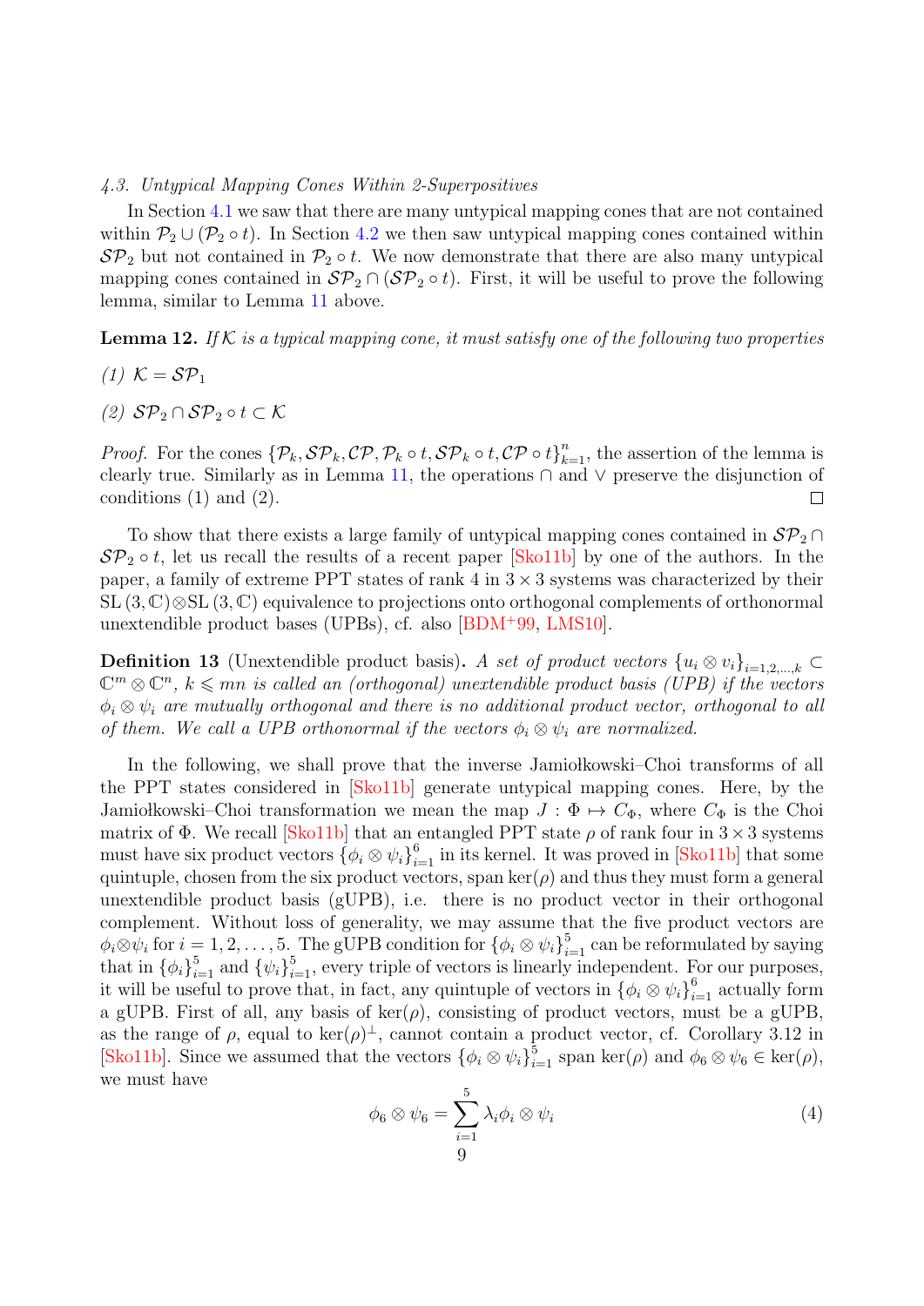### 4.3. Untypical Mapping Cones Within 2-Superpositives

In Section 4.1 we saw that there are many untypical mapping cones that are not contained within $\mathcal{P}_2 \cup (\mathcal{P}_2 \circ t)$. In Section 4.2 we then saw untypical mapping cones contained within $\mathcal{SP}_2$ but not contained in $\mathcal{P}_2 \circ t$. We now demonstrate that there are also many untypical mapping cones contained in $\mathcal{SP}_2 \cap (\mathcal{SP}_2 \circ t)$. First, it will be useful to prove the following lemma, similar to Lemma 11 above.

**Lemma 12.** *If $\mathcal{K}$ is a typical mapping cone, it must satisfy one of the following two properties*

*(1) $\mathcal{K} = \mathcal{SP}_1$*

*(2) $\mathcal{SP}_2 \cap \mathcal{SP}_2 \circ t \subset \mathcal{K}$*

*Proof.* For the cones $\{\mathcal{P}_k, \mathcal{SP}_k, \mathcal{CP}, \mathcal{P}_k \circ t, \mathcal{SP}_k \circ t, \mathcal{CP} \circ t\}_{k=1}^{n}$, the assertion of the lemma is clearly true. Similarly as in Lemma 11, the operations $\cap$ and $\vee$ preserve the disjunction of conditions (1) and (2). □

To show that there exists a large family of untypical mapping cones contained in $\mathcal{SP}_2 \cap \mathcal{SP}_2 \circ t$, let us recall the results of a recent paper [Sko11b] by one of the authors. In the paper, a family of extreme PPT states of rank 4 in $3 \times 3$ systems was characterized by their $\mathrm{SL}(3, \mathbb{C}) \otimes \mathrm{SL}(3, \mathbb{C})$ equivalence to projections onto orthogonal complements of orthonormal unextendible product bases (UPBs), cf. also [BDM+99, LMS10].

**Definition 13** (Unextendible product basis)**.** *A set of product vectors $\{u_i \otimes v_i\}_{i=1,2,\ldots,k} \subset \mathbb{C}^m \otimes \mathbb{C}^n$, $k \leqslant mn$ is called an (orthogonal) unextendible product basis (UPB) if the vectors $\phi_i \otimes \psi_i$ are mutually orthogonal and there is no additional product vector, orthogonal to all of them. We call a UPB orthonormal if the vectors $\phi_i \otimes \psi_i$ are normalized.*

In the following, we shall prove that the inverse Jamiołkowski–Choi transforms of all the PPT states considered in [Sko11b] generate untypical mapping cones. Here, by the Jamiołkowski–Choi transformation we mean the map $J : \Phi \mapsto C_\Phi$, where $C_\Phi$ is the Choi matrix of $\Phi$. We recall [Sko11b] that an entangled PPT state $\rho$ of rank four in $3 \times 3$ systems must have six product vectors $\{\phi_i \otimes \psi_i\}_{i=1}^{6}$ in its kernel. It was proved in [Sko11b] that some quintuple, chosen from the six product vectors, span $\ker(\rho)$ and thus they must form a general unextendible product basis (gUPB), i.e. there is no product vector in their orthogonal complement. Without loss of generality, we may assume that the five product vectors are $\phi_i \otimes \psi_i$ for $i = 1, 2, \ldots, 5$. The gUPB condition for $\{\phi_i \otimes \psi_i\}_{i=1}^{5}$ can be reformulated by saying that in $\{\phi_i\}_{i=1}^{5}$ and $\{\psi_i\}_{i=1}^{5}$, every triple of vectors is linearly independent. For our purposes, it will be useful to prove that, in fact, any quintuple of vectors in $\{\phi_i \otimes \psi_i\}_{i=1}^{6}$ actually form a gUPB. First of all, any basis of $\ker(\rho)$, consisting of product vectors, must be a gUPB, as the range of $\rho$, equal to $\ker(\rho)^{\perp}$, cannot contain a product vector, cf. Corollary 3.12 in [Sko11b]. Since we assumed that the vectors $\{\phi_i \otimes \psi_i\}_{i=1}^{5}$ span $\ker(\rho)$ and $\phi_6 \otimes \psi_6 \in \ker(\rho)$, we must have

$$\phi_6 \otimes \psi_6 = \sum_{i=1}^{5} \lambda_i \phi_i \otimes \psi_i \tag{4}$$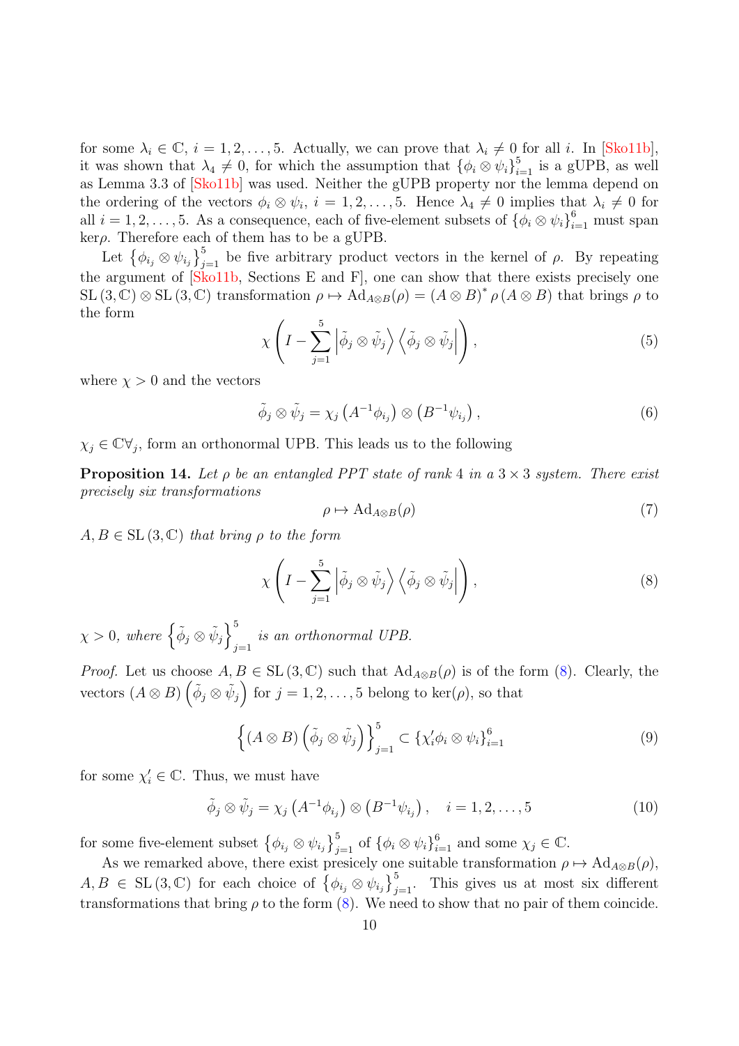for some $\lambda_i \in \mathbb{C}$, $i = 1, 2, \ldots, 5$. Actually, we can prove that $\lambda_i \neq 0$ for all $i$. In [Sko11b], it was shown that $\lambda_4 \neq 0$, for which the assumption that $\{\phi_i \otimes \psi_i\}_{i=1}^5$ is a gUPB, as well as Lemma 3.3 of [Sko11b] was used. Neither the gUPB property nor the lemma depend on the ordering of the vectors $\phi_i \otimes \psi_i$, $i = 1, 2, \ldots, 5$. Hence $\lambda_4 \neq 0$ implies that $\lambda_i \neq 0$ for all $i = 1, 2, \ldots, 5$. As a consequence, each of five-element subsets of $\{\phi_i \otimes \psi_i\}_{i=1}^6$ must span $\ker\rho$. Therefore each of them has to be a gUPB.

Let $\left\{\phi_{i_j} \otimes \psi_{i_j}\right\}_{j=1}^5$ be five arbitrary product vectors in the kernel of $\rho$. By repeating the argument of [Sko11b, Sections E and F], one can show that there exists precisely one $\mathrm{SL}(3, \mathbb{C}) \otimes \mathrm{SL}(3, \mathbb{C})$ transformation $\rho \mapsto \mathrm{Ad}_{A \otimes B}(\rho) = (A \otimes B)^* \rho (A \otimes B)$ that brings $\rho$ to the form

$$\chi \left( I - \sum_{j=1}^{5} \left|\tilde{\phi}_j \otimes \tilde{\psi}_j\right\rangle \left\langle \tilde{\phi}_j \otimes \tilde{\psi}_j\right| \right), \tag{5}$$

where $\chi > 0$ and the vectors

$$\tilde{\phi}_j \otimes \tilde{\psi}_j = \chi_j \left(A^{-1}\phi_{i_j}\right) \otimes \left(B^{-1}\psi_{i_j}\right), \tag{6}$$

$\chi_j \in \mathbb{C}\forall_j$, form an orthonormal UPB. This leads us to the following

**Proposition 14.** *Let $\rho$ be an entangled PPT state of rank 4 in a $3 \times 3$ system. There exist precisely six transformations*

$$\rho \mapsto \mathrm{Ad}_{A \otimes B}(\rho) \tag{7}$$

*$A, B \in \mathrm{SL}(3, \mathbb{C})$ that bring $\rho$ to the form*

$$\chi \left( I - \sum_{j=1}^{5} \left|\tilde{\phi}_j \otimes \tilde{\psi}_j\right\rangle \left\langle \tilde{\phi}_j \otimes \tilde{\psi}_j\right| \right), \tag{8}$$

*$\chi > 0$, where $\left\{\tilde{\phi}_j \otimes \tilde{\psi}_j\right\}_{j=1}^5$ is an orthonormal UPB.*

*Proof.* Let us choose $A, B \in \mathrm{SL}(3, \mathbb{C})$ such that $\mathrm{Ad}_{A \otimes B}(\rho)$ is of the form (8). Clearly, the vectors $(A \otimes B)\left(\tilde{\phi}_j \otimes \tilde{\psi}_j\right)$ for $j = 1, 2, \ldots, 5$ belong to $\ker(\rho)$, so that

$$\left\{(A \otimes B)\left(\tilde{\phi}_j \otimes \tilde{\psi}_j\right)\right\}_{j=1}^5 \subset \{\chi'_i \phi_i \otimes \psi_i\}_{i=1}^6 \tag{9}$$

for some $\chi'_i \in \mathbb{C}$. Thus, we must have

$$\tilde{\phi}_j \otimes \tilde{\psi}_j = \chi_j \left(A^{-1}\phi_{i_j}\right) \otimes \left(B^{-1}\psi_{i_j}\right), \quad i = 1, 2, \ldots, 5 \tag{10}$$

for some five-element subset $\left\{\phi_{i_j} \otimes \psi_{i_j}\right\}_{j=1}^5$ of $\{\phi_i \otimes \psi_i\}_{i=1}^6$ and some $\chi_j \in \mathbb{C}$.

As we remarked above, there exist precisely one suitable transformation $\rho \mapsto \mathrm{Ad}_{A \otimes B}(\rho)$, $A, B \in \mathrm{SL}(3, \mathbb{C})$ for each choice of $\left\{\phi_{i_j} \otimes \psi_{i_j}\right\}_{j=1}^5$. This gives us at most six different transformations that bring $\rho$ to the form (8). We need to show that no pair of them coincide.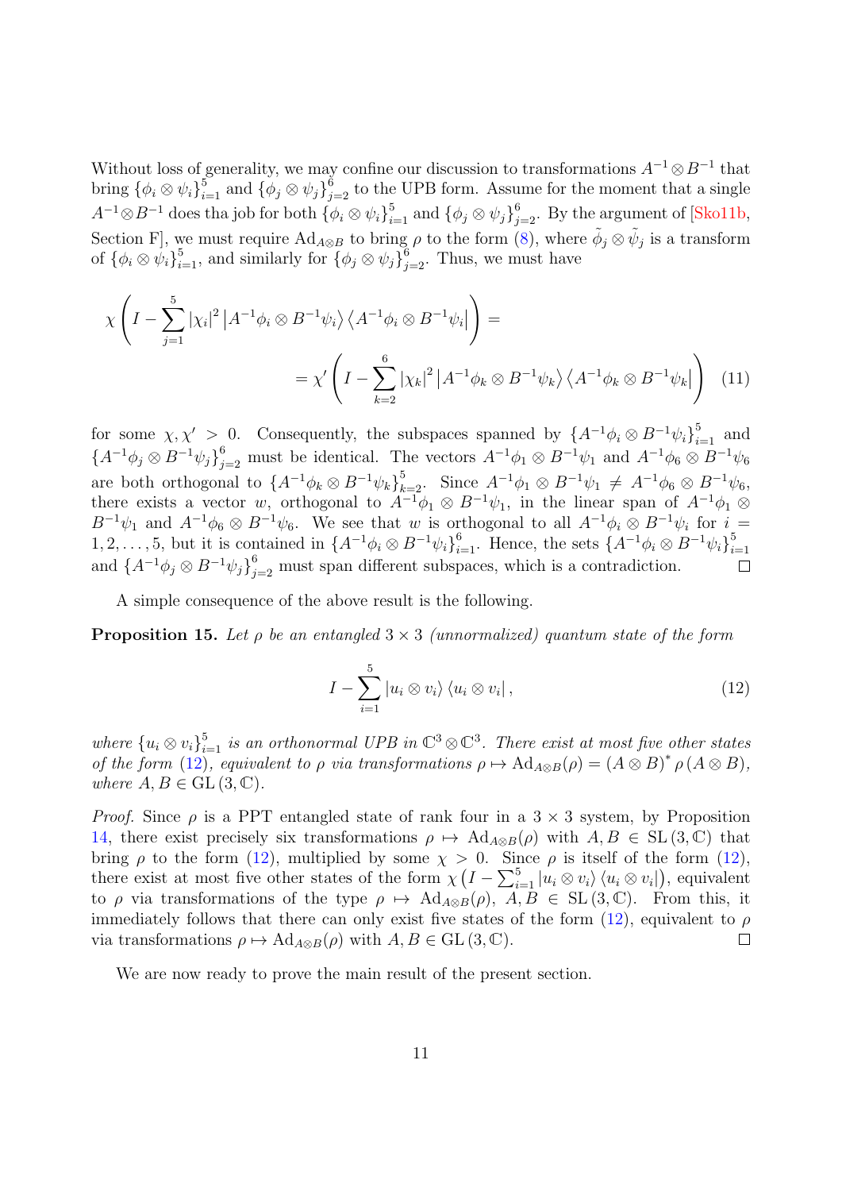Without loss of generality, we may confine our discussion to transformations $A^{-1} \otimes B^{-1}$ that bring $\{\phi_i \otimes \psi_i\}_{i=1}^5$ and $\{\phi_j \otimes \psi_j\}_{j=2}^6$ to the UPB form. Assume for the moment that a single $A^{-1} \otimes B^{-1}$ does tha job for both $\{\phi_i \otimes \psi_i\}_{i=1}^5$ and $\{\phi_j \otimes \psi_j\}_{j=2}^6$. By the argument of [Sko11b, Section F], we must require $\mathrm{Ad}_{A \otimes B}$ to bring $\rho$ to the form (8), where $\tilde{\phi}_j \otimes \tilde{\psi}_j$ is a transform of $\{\phi_i \otimes \psi_i\}_{i=1}^5$, and similarly for $\{\phi_j \otimes \psi_j\}_{j=2}^6$. Thus, we must have

$$
\chi \left( I - \sum_{j=1}^{5} |\chi_i|^2 \left| A^{-1}\phi_i \otimes B^{-1}\psi_i \right\rangle \left\langle A^{-1}\phi_i \otimes B^{-1}\psi_i \right| \right) = \\
= \chi' \left( I - \sum_{k=2}^{6} |\chi_k|^2 \left| A^{-1}\phi_k \otimes B^{-1}\psi_k \right\rangle \left\langle A^{-1}\phi_k \otimes B^{-1}\psi_k \right| \right) \quad (11)
$$

for some $\chi, \chi' > 0$. Consequently, the subspaces spanned by $\{A^{-1}\phi_i \otimes B^{-1}\psi_i\}_{i=1}^5$ and $\{A^{-1}\phi_j \otimes B^{-1}\psi_j\}_{j=2}^6$ must be identical. The vectors $A^{-1}\phi_1 \otimes B^{-1}\psi_1$ and $A^{-1}\phi_6 \otimes B^{-1}\psi_6$ are both orthogonal to $\{A^{-1}\phi_k \otimes B^{-1}\psi_k\}_{k=2}^5$. Since $A^{-1}\phi_1 \otimes B^{-1}\psi_1 \neq A^{-1}\phi_6 \otimes B^{-1}\psi_6$, there exists a vector $w$, orthogonal to $A^{-1}\phi_1 \otimes B^{-1}\psi_1$, in the linear span of $A^{-1}\phi_1 \otimes B^{-1}\psi_1$ and $A^{-1}\phi_6 \otimes B^{-1}\psi_6$. We see that $w$ is orthogonal to all $A^{-1}\phi_i \otimes B^{-1}\psi_i$ for $i = 1, 2, \ldots, 5$, but it is contained in $\{A^{-1}\phi_i \otimes B^{-1}\psi_i\}_{i=1}^6$. Hence, the sets $\{A^{-1}\phi_i \otimes B^{-1}\psi_i\}_{i=1}^5$ and $\{A^{-1}\phi_j \otimes B^{-1}\psi_j\}_{j=2}^6$ must span different subspaces, which is a contradiction. □

A simple consequence of the above result is the following.

**Proposition 15.** *Let $\rho$ be an entangled $3 \times 3$ (unnormalized) quantum state of the form*

$$
I - \sum_{i=1}^{5} |u_i \otimes v_i\rangle \langle u_i \otimes v_i| , \quad (12)
$$

*where $\{u_i \otimes v_i\}_{i=1}^5$ is an orthonormal UPB in $\mathbb{C}^3 \otimes \mathbb{C}^3$. There exist at most five other states of the form (12), equivalent to $\rho$ via transformations $\rho \mapsto \mathrm{Ad}_{A \otimes B}(\rho) = (A \otimes B)^* \rho (A \otimes B)$, where $A, B \in \mathrm{GL}(3, \mathbb{C})$.*

*Proof.* Since $\rho$ is a PPT entangled state of rank four in a $3 \times 3$ system, by Proposition 14, there exist precisely six transformations $\rho \mapsto \mathrm{Ad}_{A \otimes B}(\rho)$ with $A, B \in \mathrm{SL}(3, \mathbb{C})$ that bring $\rho$ to the form (12), multiplied by some $\chi > 0$. Since $\rho$ is itself of the form (12), there exist at most five other states of the form $\chi \left( I - \sum_{i=1}^5 |u_i \otimes v_i\rangle \langle u_i \otimes v_i| \right)$, equivalent to $\rho$ via transformations of the type $\rho \mapsto \mathrm{Ad}_{A \otimes B}(\rho)$, $A, B \in \mathrm{SL}(3, \mathbb{C})$. From this, it immediately follows that there can only exist five states of the form (12), equivalent to $\rho$ via transformations $\rho \mapsto \mathrm{Ad}_{A \otimes B}(\rho)$ with $A, B \in \mathrm{GL}(3, \mathbb{C})$. □

We are now ready to prove the main result of the present section.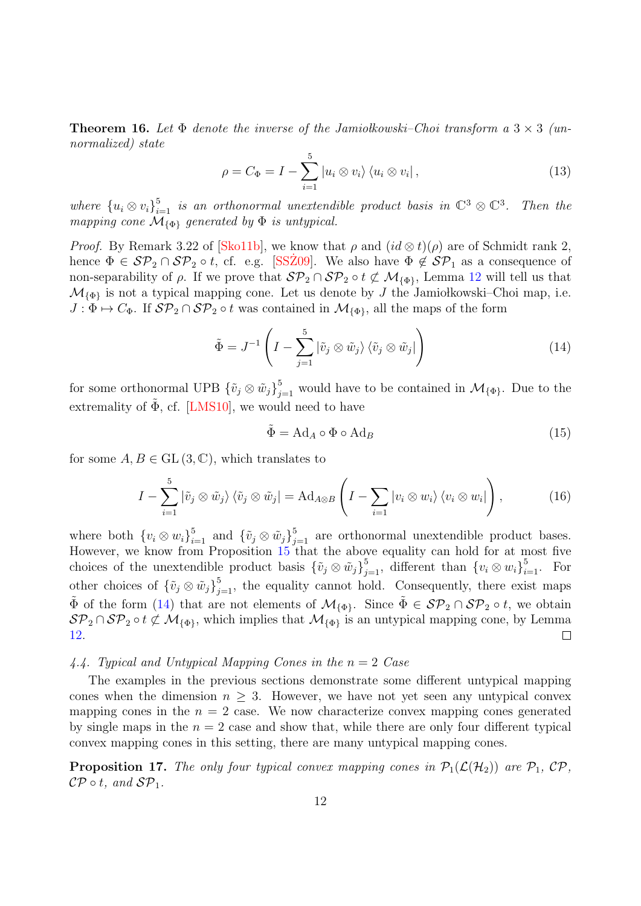**Theorem 16.** *Let $\Phi$ denote the inverse of the Jamiołkowski–Choi transform a $3 \times 3$ (unnormalized) state*

$$\rho = C_\Phi = I - \sum_{i=1}^{5} |u_i \otimes v_i\rangle \langle u_i \otimes v_i| , \tag{13}$$

*where $\{u_i \otimes v_i\}_{i=1}^5$ is an orthonormal unextendible product basis in $\mathbb{C}^3 \otimes \mathbb{C}^3$. Then the mapping cone $\mathcal{M}_{\{\Phi\}}$ generated by $\Phi$ is untypical.*

*Proof.* By Remark 3.22 of [Sko11b], we know that $\rho$ and $(id \otimes t)(\rho)$ are of Schmidt rank 2, hence $\Phi \in \mathcal{SP}_2 \cap \mathcal{SP}_2 \circ t$, cf. e.g. [SSŻ09]. We also have $\Phi \notin \mathcal{SP}_1$ as a consequence of non-separability of $\rho$. If we prove that $\mathcal{SP}_2 \cap \mathcal{SP}_2 \circ t \not\subset \mathcal{M}_{\{\Phi\}}$, Lemma 12 will tell us that $\mathcal{M}_{\{\Phi\}}$ is not a typical mapping cone. Let us denote by $J$ the Jamiołkowski–Choi map, i.e. $J : \Phi \mapsto C_\Phi$. If $\mathcal{SP}_2 \cap \mathcal{SP}_2 \circ t$ was contained in $\mathcal{M}_{\{\Phi\}}$, all the maps of the form

$$\tilde{\Phi} = J^{-1} \left( I - \sum_{j=1}^{5} |\tilde{v}_j \otimes \tilde{w}_j\rangle \langle \tilde{v}_j \otimes \tilde{w}_j| \right) \tag{14}$$

for some orthonormal UPB $\{\tilde{v}_j \otimes \tilde{w}_j\}_{j=1}^5$ would have to be contained in $\mathcal{M}_{\{\Phi\}}$. Due to the extremality of $\tilde{\Phi}$, cf. [LMS10], we would need to have

$$\tilde{\Phi} = \mathrm{Ad}_A \circ \Phi \circ \mathrm{Ad}_B \tag{15}$$

for some $A, B \in \mathrm{GL}(3, \mathbb{C})$, which translates to

$$I - \sum_{i=1}^{5} |\tilde{v}_j \otimes \tilde{w}_j\rangle \langle \tilde{v}_j \otimes \tilde{w}_j| = \mathrm{Ad}_{A \otimes B} \left( I - \sum_{i=1} |v_i \otimes w_i\rangle \langle v_i \otimes w_i| \right), \tag{16}$$

where both $\{v_i \otimes w_i\}_{i=1}^5$ and $\{\tilde{v}_j \otimes \tilde{w}_j\}_{j=1}^5$ are orthonormal unextendible product bases. However, we know from Proposition 15 that the above equality can hold for at most five choices of the unextendible product basis $\{\tilde{v}_j \otimes \tilde{w}_j\}_{j=1}^5$, different than $\{v_i \otimes w_i\}_{i=1}^5$. For other choices of $\{\tilde{v}_j \otimes \tilde{w}_j\}_{j=1}^5$, the equality cannot hold. Consequently, there exist maps $\tilde{\Phi}$ of the form (14) that are not elements of $\mathcal{M}_{\{\Phi\}}$. Since $\tilde{\Phi} \in \mathcal{SP}_2 \cap \mathcal{SP}_2 \circ t$, we obtain $\mathcal{SP}_2 \cap \mathcal{SP}_2 \circ t \not\subset \mathcal{M}_{\{\Phi\}}$, which implies that $\mathcal{M}_{\{\Phi\}}$ is an untypical mapping cone, by Lemma 12. □

### *4.4. Typical and Untypical Mapping Cones in the $n = 2$ Case*

The examples in the previous sections demonstrate some different untypical mapping cones when the dimension $n \geq 3$. However, we have not yet seen any untypical convex mapping cones in the $n = 2$ case. We now characterize convex mapping cones generated by single maps in the $n = 2$ case and show that, while there are only four different typical convex mapping cones in this setting, there are many untypical mapping cones.

**Proposition 17.** *The only four typical convex mapping cones in $\mathcal{P}_1(\mathcal{L}(\mathcal{H}_2))$ are $\mathcal{P}_1$, $\mathcal{CP}$, $\mathcal{CP} \circ t$, and $\mathcal{SP}_1$.*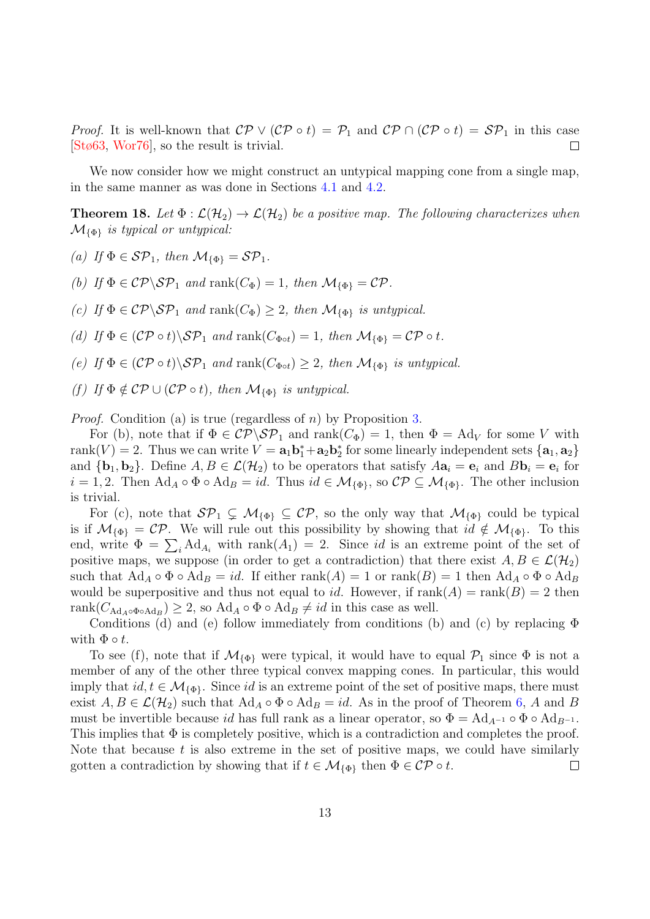*Proof.* It is well-known that $\mathcal{CP} \vee (\mathcal{CP} \circ t) = \mathcal{P}_1$ and $\mathcal{CP} \cap (\mathcal{CP} \circ t) = \mathcal{SP}_1$ in this case [Stø63, Wor76], so the result is trivial. $\square$

We now consider how we might construct an untypical mapping cone from a single map, in the same manner as was done in Sections 4.1 and 4.2.

**Theorem 18.** *Let $\Phi : \mathcal{L}(\mathcal{H}_2) \to \mathcal{L}(\mathcal{H}_2)$ be a positive map. The following characterizes when $\mathcal{M}_{\{\Phi\}}$ is typical or untypical:*

*(a) If $\Phi \in \mathcal{SP}_1$, then $\mathcal{M}_{\{\Phi\}} = \mathcal{SP}_1$.*

*(b) If $\Phi \in \mathcal{CP} \backslash \mathcal{SP}_1$ and $\mathrm{rank}(C_\Phi) = 1$, then $\mathcal{M}_{\{\Phi\}} = \mathcal{CP}$.*

*(c) If $\Phi \in \mathcal{CP} \backslash \mathcal{SP}_1$ and $\mathrm{rank}(C_\Phi) \geq 2$, then $\mathcal{M}_{\{\Phi\}}$ is untypical.*

*(d) If $\Phi \in (\mathcal{CP} \circ t) \backslash \mathcal{SP}_1$ and $\mathrm{rank}(C_{\Phi \circ t}) = 1$, then $\mathcal{M}_{\{\Phi\}} = \mathcal{CP} \circ t$.*

*(e) If $\Phi \in (\mathcal{CP} \circ t) \backslash \mathcal{SP}_1$ and $\mathrm{rank}(C_{\Phi \circ t}) \geq 2$, then $\mathcal{M}_{\{\Phi\}}$ is untypical.*

*(f) If $\Phi \notin \mathcal{CP} \cup (\mathcal{CP} \circ t)$, then $\mathcal{M}_{\{\Phi\}}$ is untypical.*

*Proof.* Condition (a) is true (regardless of $n$) by Proposition 3.

For (b), note that if $\Phi \in \mathcal{CP} \backslash \mathcal{SP}_1$ and $\mathrm{rank}(C_\Phi) = 1$, then $\Phi = \mathrm{Ad}_V$ for some $V$ with $\mathrm{rank}(V) = 2$. Thus we can write $V = \mathbf{a}_1\mathbf{b}_1^* + \mathbf{a}_2\mathbf{b}_2^*$ for some linearly independent sets $\{\mathbf{a}_1, \mathbf{a}_2\}$ and $\{\mathbf{b}_1, \mathbf{b}_2\}$. Define $A, B \in \mathcal{L}(\mathcal{H}_2)$ to be operators that satisfy $A\mathbf{a}_i = \mathbf{e}_i$ and $B\mathbf{b}_i = \mathbf{e}_i$ for $i = 1, 2$. Then $\mathrm{Ad}_A \circ \Phi \circ \mathrm{Ad}_B = id$. Thus $id \in \mathcal{M}_{\{\Phi\}}$, so $\mathcal{CP} \subseteq \mathcal{M}_{\{\Phi\}}$. The other inclusion is trivial.

For (c), note that $\mathcal{SP}_1 \subsetneq \mathcal{M}_{\{\Phi\}} \subseteq \mathcal{CP}$, so the only way that $\mathcal{M}_{\{\Phi\}}$ could be typical is if $\mathcal{M}_{\{\Phi\}} = \mathcal{CP}$. We will rule out this possibility by showing that $id \notin \mathcal{M}_{\{\Phi\}}$. To this end, write $\Phi = \sum_i \mathrm{Ad}_{A_i}$ with $\mathrm{rank}(A_1) = 2$. Since $id$ is an extreme point of the set of positive maps, we suppose (in order to get a contradiction) that there exist $A, B \in \mathcal{L}(\mathcal{H}_2)$ such that $\mathrm{Ad}_A \circ \Phi \circ \mathrm{Ad}_B = id$. If either $\mathrm{rank}(A) = 1$ or $\mathrm{rank}(B) = 1$ then $\mathrm{Ad}_A \circ \Phi \circ \mathrm{Ad}_B$ would be superpositive and thus not equal to $id$. However, if $\mathrm{rank}(A) = \mathrm{rank}(B) = 2$ then $\mathrm{rank}(C_{\mathrm{Ad}_A \circ \Phi \circ \mathrm{Ad}_B}) \geq 2$, so $\mathrm{Ad}_A \circ \Phi \circ \mathrm{Ad}_B \neq id$ in this case as well.

Conditions (d) and (e) follow immediately from conditions (b) and (c) by replacing $\Phi$ with $\Phi \circ t$.

To see (f), note that if $\mathcal{M}_{\{\Phi\}}$ were typical, it would have to equal $\mathcal{P}_1$ since $\Phi$ is not a member of any of the other three typical convex mapping cones. In particular, this would imply that $id, t \in \mathcal{M}_{\{\Phi\}}$. Since $id$ is an extreme point of the set of positive maps, there must exist $A, B \in \mathcal{L}(\mathcal{H}_2)$ such that $\mathrm{Ad}_A \circ \Phi \circ \mathrm{Ad}_B = id$. As in the proof of Theorem 6, $A$ and $B$ must be invertible because $id$ has full rank as a linear operator, so $\Phi = \mathrm{Ad}_{A^{-1}} \circ \Phi \circ \mathrm{Ad}_{B^{-1}}$. This implies that $\Phi$ is completely positive, which is a contradiction and completes the proof. Note that because $t$ is also extreme in the set of positive maps, we could have similarly gotten a contradiction by showing that if $t \in \mathcal{M}_{\{\Phi\}}$ then $\Phi \in \mathcal{CP} \circ t$. $\square$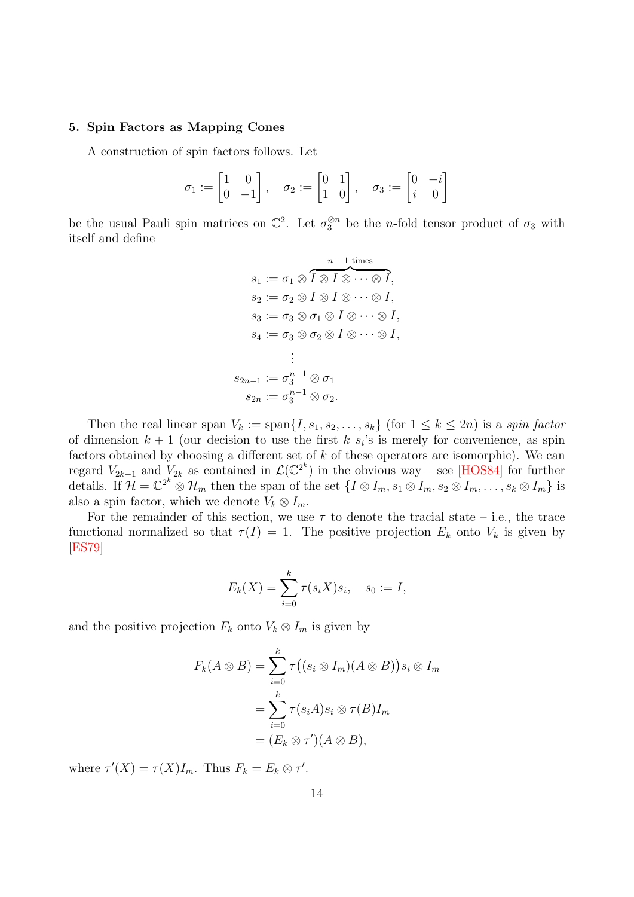## 5. Spin Factors as Mapping Cones

A construction of spin factors follows. Let

$$\sigma_1 := \begin{bmatrix} 1 & 0 \\ 0 & -1 \end{bmatrix}, \quad \sigma_2 := \begin{bmatrix} 0 & 1 \\ 1 & 0 \end{bmatrix}, \quad \sigma_3 := \begin{bmatrix} 0 & -i \\ i & 0 \end{bmatrix}$$

be the usual Pauli spin matrices on $\mathbb{C}^2$. Let $\sigma_3^{\otimes n}$ be the $n$-fold tensor product of $\sigma_3$ with itself and define

$$\begin{aligned}
s_1 &:= \sigma_1 \otimes \overbrace{I \otimes I \otimes \cdots \otimes I}^{n-1 \text{ times}}, \\
s_2 &:= \sigma_2 \otimes I \otimes I \otimes \cdots \otimes I, \\
s_3 &:= \sigma_3 \otimes \sigma_1 \otimes I \otimes \cdots \otimes I, \\
s_4 &:= \sigma_3 \otimes \sigma_2 \otimes I \otimes \cdots \otimes I, \\
&\ \ \vdots \\
s_{2n-1} &:= \sigma_3^{n-1} \otimes \sigma_1 \\
s_{2n} &:= \sigma_3^{n-1} \otimes \sigma_2.
\end{aligned}$$

Then the real linear span $V_k := \operatorname{span}\{I, s_1, s_2, \ldots, s_k\}$ (for $1 \leq k \leq 2n$) is a *spin factor* of dimension $k+1$ (our decision to use the first $k$ $s_i$'s is merely for convenience, as spin factors obtained by choosing a different set of $k$ of these operators are isomorphic). We can regard $V_{2k-1}$ and $V_{2k}$ as contained in $\mathcal{L}(\mathbb{C}^{2^k})$ in the obvious way – see [HOS84] for further details. If $\mathcal{H} = \mathbb{C}^{2^k} \otimes \mathcal{H}_m$ then the span of the set $\{I \otimes I_m, s_1 \otimes I_m, s_2 \otimes I_m, \ldots, s_k \otimes I_m\}$ is also a spin factor, which we denote $V_k \otimes I_m$.

For the remainder of this section, we use $\tau$ to denote the tracial state – i.e., the trace functional normalized so that $\tau(I) = 1$. The positive projection $E_k$ onto $V_k$ is given by [ES79]

$$E_k(X) = \sum_{i=0}^{k} \tau(s_i X) s_i, \quad s_0 := I,$$

and the positive projection $F_k$ onto $V_k \otimes I_m$ is given by

$$\begin{aligned}
F_k(A \otimes B) &= \sum_{i=0}^{k} \tau\big((s_i \otimes I_m)(A \otimes B)\big) s_i \otimes I_m \\
&= \sum_{i=0}^{k} \tau(s_i A) s_i \otimes \tau(B) I_m \\
&= (E_k \otimes \tau')(A \otimes B),
\end{aligned}$$

where $\tau'(X) = \tau(X) I_m$. Thus $F_k = E_k \otimes \tau'$.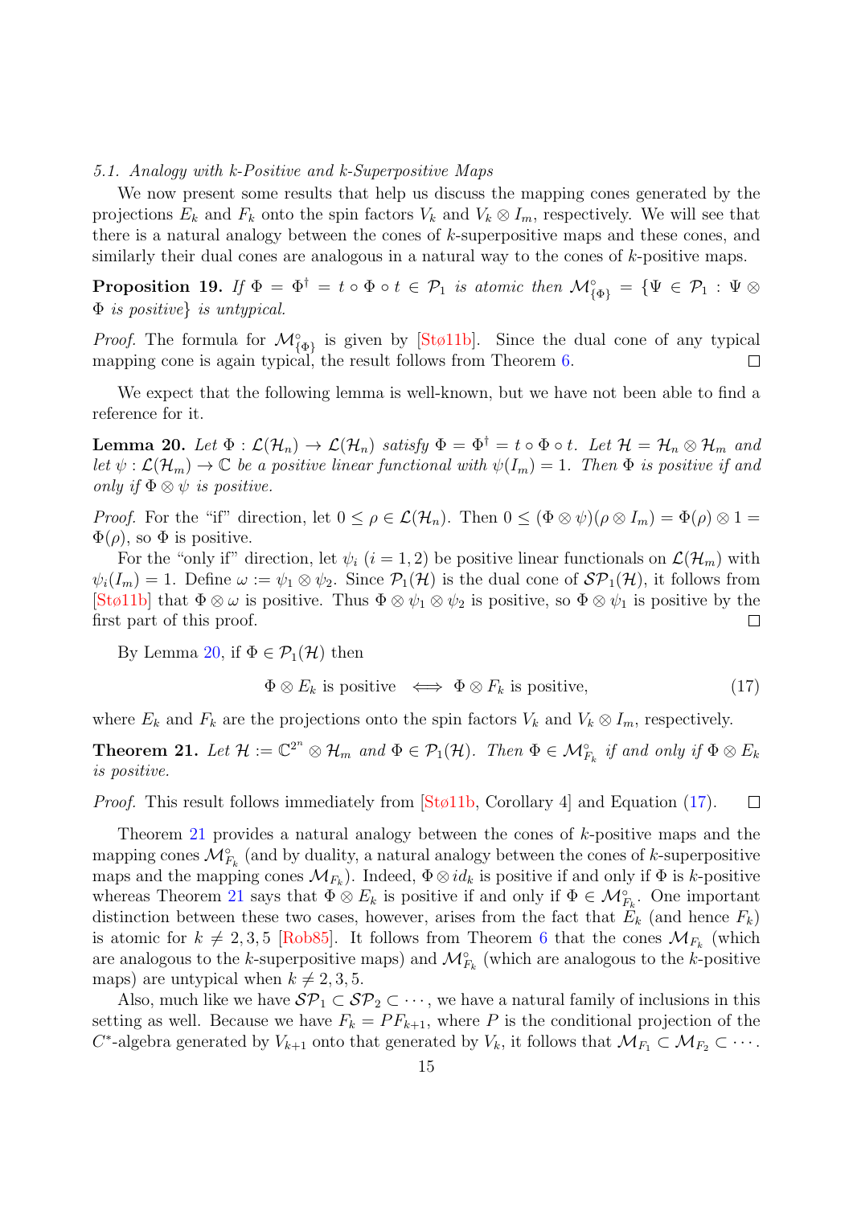### 5.1. Analogy with k-Positive and k-Superpositive Maps

We now present some results that help us discuss the mapping cones generated by the projections $E_k$ and $F_k$ onto the spin factors $V_k$ and $V_k \otimes I_m$, respectively. We will see that there is a natural analogy between the cones of $k$-superpositive maps and these cones, and similarly their dual cones are analogous in a natural way to the cones of $k$-positive maps.

**Proposition 19.** *If $\Phi = \Phi^\dagger = t \circ \Phi \circ t \in \mathcal{P}_1$ is atomic then $\mathcal{M}_{\{\Phi\}}^\circ = \{\Psi \in \mathcal{P}_1 : \Psi \otimes \Phi$ is positive$\}$ is untypical.*

*Proof.* The formula for $\mathcal{M}_{\{\Phi\}}^\circ$ is given by [Stø11b]. Since the dual cone of any typical mapping cone is again typical, the result follows from Theorem 6. □

We expect that the following lemma is well-known, but we have not been able to find a reference for it.

**Lemma 20.** *Let $\Phi : \mathcal{L}(\mathcal{H}_n) \to \mathcal{L}(\mathcal{H}_n)$ satisfy $\Phi = \Phi^\dagger = t \circ \Phi \circ t$. Let $\mathcal{H} = \mathcal{H}_n \otimes \mathcal{H}_m$ and let $\psi : \mathcal{L}(\mathcal{H}_m) \to \mathbb{C}$ be a positive linear functional with $\psi(I_m) = 1$. Then $\Phi$ is positive if and only if $\Phi \otimes \psi$ is positive.*

*Proof.* For the "if" direction, let $0 \leq \rho \in \mathcal{L}(\mathcal{H}_n)$. Then $0 \leq (\Phi \otimes \psi)(\rho \otimes I_m) = \Phi(\rho) \otimes 1 = \Phi(\rho)$, so $\Phi$ is positive.

For the "only if" direction, let $\psi_i$ $(i = 1, 2)$ be positive linear functionals on $\mathcal{L}(\mathcal{H}_m)$ with $\psi_i(I_m) = 1$. Define $\omega := \psi_1 \otimes \psi_2$. Since $\mathcal{P}_1(\mathcal{H})$ is the dual cone of $\mathcal{SP}_1(\mathcal{H})$, it follows from [Stø11b] that $\Phi \otimes \omega$ is positive. Thus $\Phi \otimes \psi_1 \otimes \psi_2$ is positive, so $\Phi \otimes \psi_1$ is positive by the first part of this proof. □

By Lemma 20, if $\Phi \in \mathcal{P}_1(\mathcal{H})$ then

$$\Phi \otimes E_k \text{ is positive} \iff \Phi \otimes F_k \text{ is positive,} \tag{17}$$

where $E_k$ and $F_k$ are the projections onto the spin factors $V_k$ and $V_k \otimes I_m$, respectively.

**Theorem 21.** *Let $\mathcal{H} := \mathbb{C}^{2^n} \otimes \mathcal{H}_m$ and $\Phi \in \mathcal{P}_1(\mathcal{H})$. Then $\Phi \in \mathcal{M}_{F_k}^\circ$ if and only if $\Phi \otimes E_k$ is positive.*

*Proof.* This result follows immediately from [Stø11b, Corollary 4] and Equation (17). □

Theorem 21 provides a natural analogy between the cones of $k$-positive maps and the mapping cones $\mathcal{M}_{F_k}^\circ$ (and by duality, a natural analogy between the cones of $k$-superpositive maps and the mapping cones $\mathcal{M}_{F_k}$). Indeed, $\Phi \otimes id_k$ is positive if and only if $\Phi$ is $k$-positive whereas Theorem 21 says that $\Phi \otimes E_k$ is positive if and only if $\Phi \in \mathcal{M}_{F_k}^\circ$. One important distinction between these two cases, however, arises from the fact that $E_k$ (and hence $F_k$) is atomic for $k \neq 2, 3, 5$ [Rob85]. It follows from Theorem 6 that the cones $\mathcal{M}_{F_k}$ (which are analogous to the $k$-superpositive maps) and $\mathcal{M}_{F_k}^\circ$ (which are analogous to the $k$-positive maps) are untypical when $k \neq 2, 3, 5$.

Also, much like we have $\mathcal{SP}_1 \subset \mathcal{SP}_2 \subset \cdots$, we have a natural family of inclusions in this setting as well. Because we have $F_k = PF_{k+1}$, where $P$ is the conditional projection of the $C^*$-algebra generated by $V_{k+1}$ onto that generated by $V_k$, it follows that $\mathcal{M}_{F_1} \subset \mathcal{M}_{F_2} \subset \cdots$.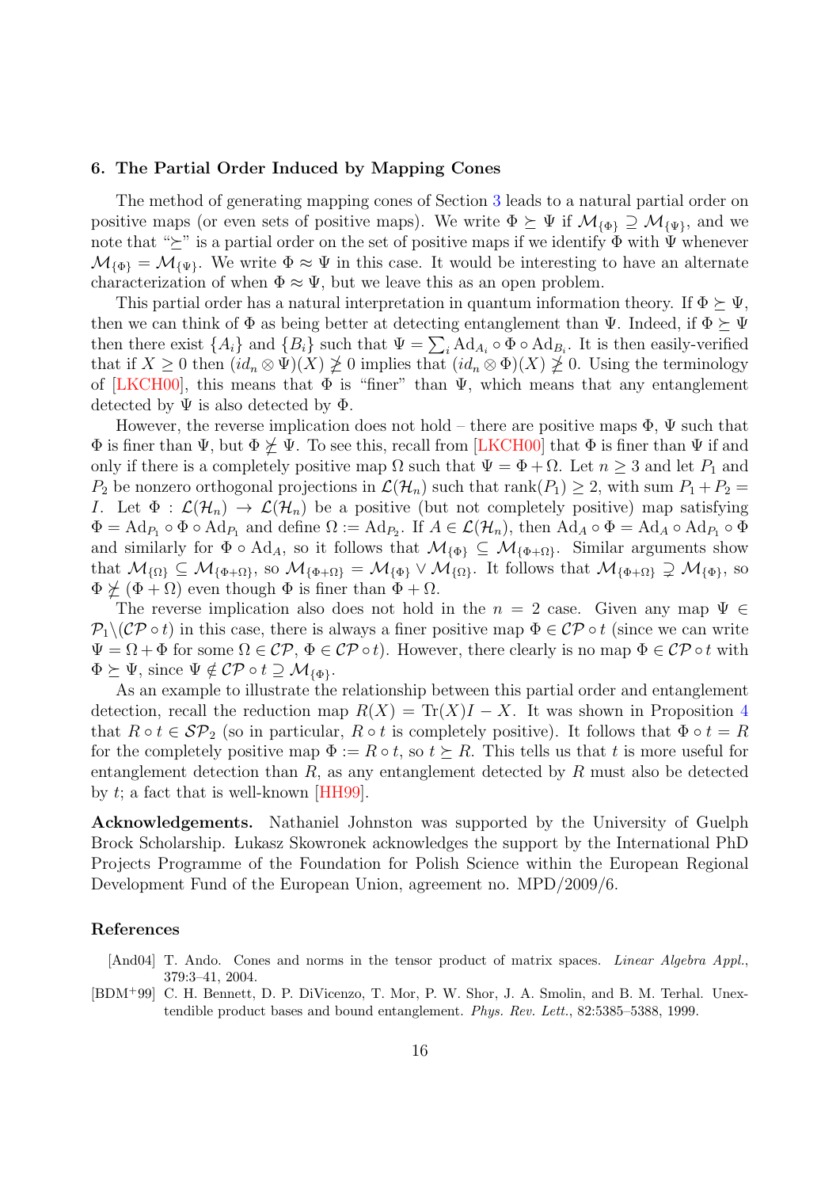## 6. The Partial Order Induced by Mapping Cones

The method of generating mapping cones of Section 3 leads to a natural partial order on positive maps (or even sets of positive maps). We write $\Phi \succeq \Psi$ if $\mathcal{M}_{\{\Phi\}} \supseteq \mathcal{M}_{\{\Psi\}}$, and we note that "$\succeq$" is a partial order on the set of positive maps if we identify $\Phi$ with $\Psi$ whenever $\mathcal{M}_{\{\Phi\}} = \mathcal{M}_{\{\Psi\}}$. We write $\Phi \approx \Psi$ in this case. It would be interesting to have an alternate characterization of when $\Phi \approx \Psi$, but we leave this as an open problem.

This partial order has a natural interpretation in quantum information theory. If $\Phi \succeq \Psi$, then we can think of $\Phi$ as being better at detecting entanglement than $\Psi$. Indeed, if $\Phi \succeq \Psi$ then there exist $\{A_i\}$ and $\{B_i\}$ such that $\Psi = \sum_i \mathrm{Ad}_{A_i} \circ \Phi \circ \mathrm{Ad}_{B_i}$. It is then easily-verified that if $X \geq 0$ then $(id_n \otimes \Psi)(X) \not\geq 0$ implies that $(id_n \otimes \Phi)(X) \not\geq 0$. Using the terminology of [LKCH00], this means that $\Phi$ is "finer" than $\Psi$, which means that any entanglement detected by $\Psi$ is also detected by $\Phi$.

However, the reverse implication does not hold – there are positive maps $\Phi$, $\Psi$ such that $\Phi$ is finer than $\Psi$, but $\Phi \not\succeq \Psi$. To see this, recall from [LKCH00] that $\Phi$ is finer than $\Psi$ if and only if there is a completely positive map $\Omega$ such that $\Psi = \Phi + \Omega$. Let $n \geq 3$ and let $P_1$ and $P_2$ be nonzero orthogonal projections in $\mathcal{L}(\mathcal{H}_n)$ such that $\mathrm{rank}(P_1) \geq 2$, with sum $P_1 + P_2 = I$. Let $\Phi : \mathcal{L}(\mathcal{H}_n) \rightarrow \mathcal{L}(\mathcal{H}_n)$ be a positive (but not completely positive) map satisfying $\Phi = \mathrm{Ad}_{P_1} \circ \Phi \circ \mathrm{Ad}_{P_1}$ and define $\Omega := \mathrm{Ad}_{P_2}$. If $A \in \mathcal{L}(\mathcal{H}_n)$, then $\mathrm{Ad}_A \circ \Phi = \mathrm{Ad}_A \circ \mathrm{Ad}_{P_1} \circ \Phi$ and similarly for $\Phi \circ \mathrm{Ad}_A$, so it follows that $\mathcal{M}_{\{\Phi\}} \subseteq \mathcal{M}_{\{\Phi+\Omega\}}$. Similar arguments show that $\mathcal{M}_{\{\Omega\}} \subseteq \mathcal{M}_{\{\Phi+\Omega\}}$, so $\mathcal{M}_{\{\Phi+\Omega\}} = \mathcal{M}_{\{\Phi\}} \vee \mathcal{M}_{\{\Omega\}}$. It follows that $\mathcal{M}_{\{\Phi+\Omega\}} \supsetneq \mathcal{M}_{\{\Phi\}}$, so $\Phi \not\succeq (\Phi + \Omega)$ even though $\Phi$ is finer than $\Phi + \Omega$.

The reverse implication also does not hold in the $n = 2$ case. Given any map $\Psi \in \mathcal{P}_1 \backslash (\mathcal{CP} \circ t)$ in this case, there is always a finer positive map $\Phi \in \mathcal{CP} \circ t$ (since we can write $\Psi = \Omega + \Phi$ for some $\Omega \in \mathcal{CP}$, $\Phi \in \mathcal{CP} \circ t$). However, there clearly is no map $\Phi \in \mathcal{CP} \circ t$ with $\Phi \succeq \Psi$, since $\Psi \notin \mathcal{CP} \circ t \supseteq \mathcal{M}_{\{\Phi\}}$.

As an example to illustrate the relationship between this partial order and entanglement detection, recall the reduction map $R(X) = \mathrm{Tr}(X)I - X$. It was shown in Proposition 4 that $R \circ t \in \mathcal{SP}_2$ (so in particular, $R \circ t$ is completely positive). It follows that $\Phi \circ t = R$ for the completely positive map $\Phi := R \circ t$, so $t \succeq R$. This tells us that $t$ is more useful for entanglement detection than $R$, as any entanglement detected by $R$ must also be detected by $t$; a fact that is well-known [HH99].

**Acknowledgements.** Nathaniel Johnston was supported by the University of Guelph Brock Scholarship. Łukasz Skowronek acknowledges the support by the International PhD Projects Programme of the Foundation for Polish Science within the European Regional Development Fund of the European Union, agreement no. MPD/2009/6.

## References

[And04] T. Ando. Cones and norms in the tensor product of matrix spaces. *Linear Algebra Appl.*, 379:3–41, 2004.

[BDM+99] C. H. Bennett, D. P. DiVicenzo, T. Mor, P. W. Shor, J. A. Smolin, and B. M. Terhal. Unextendible product bases and bound entanglement. *Phys. Rev. Lett.*, 82:5385–5388, 1999.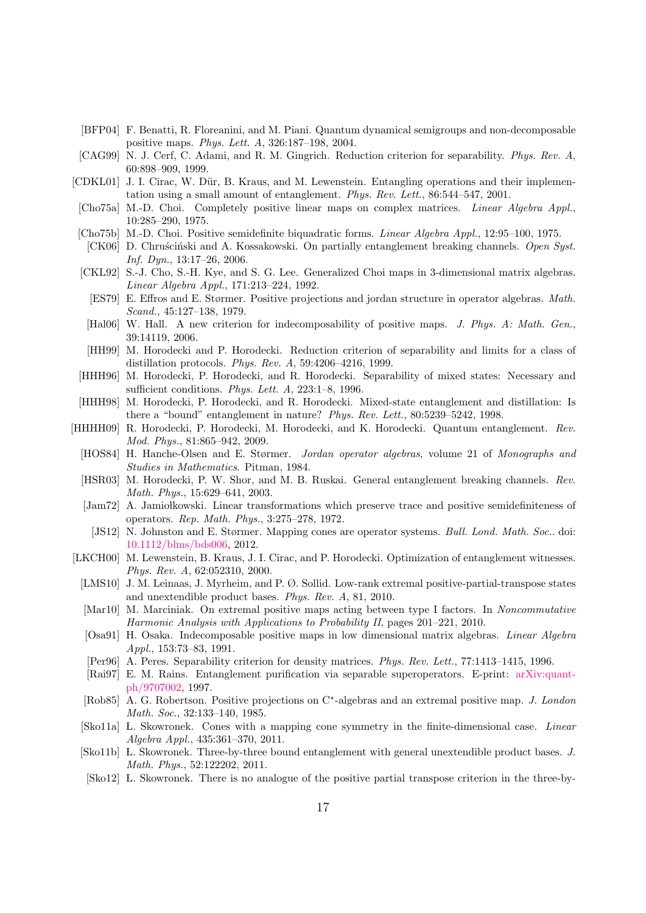- [BFP04] F. Benatti, R. Floreanini, and M. Piani. Quantum dynamical semigroups and non-decomposable positive maps. *Phys. Lett. A*, 326:187–198, 2004.
- [CAG99] N. J. Cerf, C. Adami, and R. M. Gingrich. Reduction criterion for separability. *Phys. Rev. A*, 60:898–909, 1999.
- [CDKL01] J. I. Cirac, W. Dür, B. Kraus, and M. Lewenstein. Entangling operations and their implementation using a small amount of entanglement. *Phys. Rev. Lett.*, 86:544–547, 2001.
- [Cho75a] M.-D. Choi. Completely positive linear maps on complex matrices. *Linear Algebra Appl.*, 10:285–290, 1975.
- [Cho75b] M.-D. Choi. Positive semidefinite biquadratic forms. *Linear Algebra Appl.*, 12:95–100, 1975.
- [CK06] D. Chruściński and A. Kossakowski. On partially entanglement breaking channels. *Open Syst. Inf. Dyn.*, 13:17–26, 2006.
- [CKL92] S.-J. Cho, S.-H. Kye, and S. G. Lee. Generalized Choi maps in 3-dimensional matrix algebras. *Linear Algebra Appl.*, 171:213–224, 1992.
- [ES79] E. Effros and E. Størmer. Positive projections and jordan structure in operator algebras. *Math. Scand.*, 45:127–138, 1979.
- [Hal06] W. Hall. A new criterion for indecomposability of positive maps. *J. Phys. A: Math. Gen.*, 39:14119, 2006.
- [HH99] M. Horodecki and P. Horodecki. Reduction criterion of separability and limits for a class of distillation protocols. *Phys. Rev. A*, 59:4206–4216, 1999.
- [HHH96] M. Horodecki, P. Horodecki, and R. Horodecki. Separability of mixed states: Necessary and sufficient conditions. *Phys. Lett. A*, 223:1–8, 1996.
- [HHH98] M. Horodecki, P. Horodecki, and R. Horodecki. Mixed-state entanglement and distillation: Is there a "bound" entanglement in nature? *Phys. Rev. Lett.*, 80:5239–5242, 1998.
- [HHHH09] R. Horodecki, P. Horodecki, M. Horodecki, and K. Horodecki. Quantum entanglement. *Rev. Mod. Phys.*, 81:865–942, 2009.
- [HOS84] H. Hanche-Olsen and E. Størmer. *Jordan operator algebras*, volume 21 of *Monographs and Studies in Mathematics*. Pitman, 1984.
- [HSR03] M. Horodecki, P. W. Shor, and M. B. Ruskai. General entanglement breaking channels. *Rev. Math. Phys.*, 15:629–641, 2003.
- [Jam72] A. Jamiołkowski. Linear transformations which preserve trace and positive semidefiniteness of operators. *Rep. Math. Phys.*, 3:275–278, 1972.
- [JS12] N. Johnston and E. Størmer. Mapping cones are operator systems. *Bull. Lond. Math. Soc.*. doi: 10.1112/blms/bds006, 2012.
- [LKCH00] M. Lewenstein, B. Kraus, J. I. Cirac, and P. Horodecki. Optimization of entanglement witnesses. *Phys. Rev. A*, 62:052310, 2000.
- [LMS10] J. M. Leinaas, J. Myrheim, and P. Ø. Sollid. Low-rank extremal positive-partial-transpose states and unextendible product bases. *Phys. Rev. A*, 81, 2010.
- [Mar10] M. Marciniak. On extremal positive maps acting between type I factors. In *Noncommutative Harmonic Analysis with Applications to Probability II*, pages 201–221, 2010.
- [Osa91] H. Osaka. Indecomposable positive maps in low dimensional matrix algebras. *Linear Algebra Appl.*, 153:73–83, 1991.
- [Per96] A. Peres. Separability criterion for density matrices. *Phys. Rev. Lett.*, 77:1413–1415, 1996.
- [Rai97] E. M. Rains. Entanglement purification via separable superoperators. E-print: arXiv:quant-ph/9707002, 1997.
- [Rob85] A. G. Robertson. Positive projections on C*-algebras and an extremal positive map. *J. London Math. Soc.*, 32:133–140, 1985.
- [Sko11a] Ł. Skowronek. Cones with a mapping cone symmetry in the finite-dimensional case. *Linear Algebra Appl.*, 435:361–370, 2011.
- [Sko11b] Ł. Skowronek. Three-by-three bound entanglement with general unextendible product bases. *J. Math. Phys.*, 52:122202, 2011.
- [Sko12] Ł. Skowronek. There is no analogue of the positive partial transpose criterion in the three-by-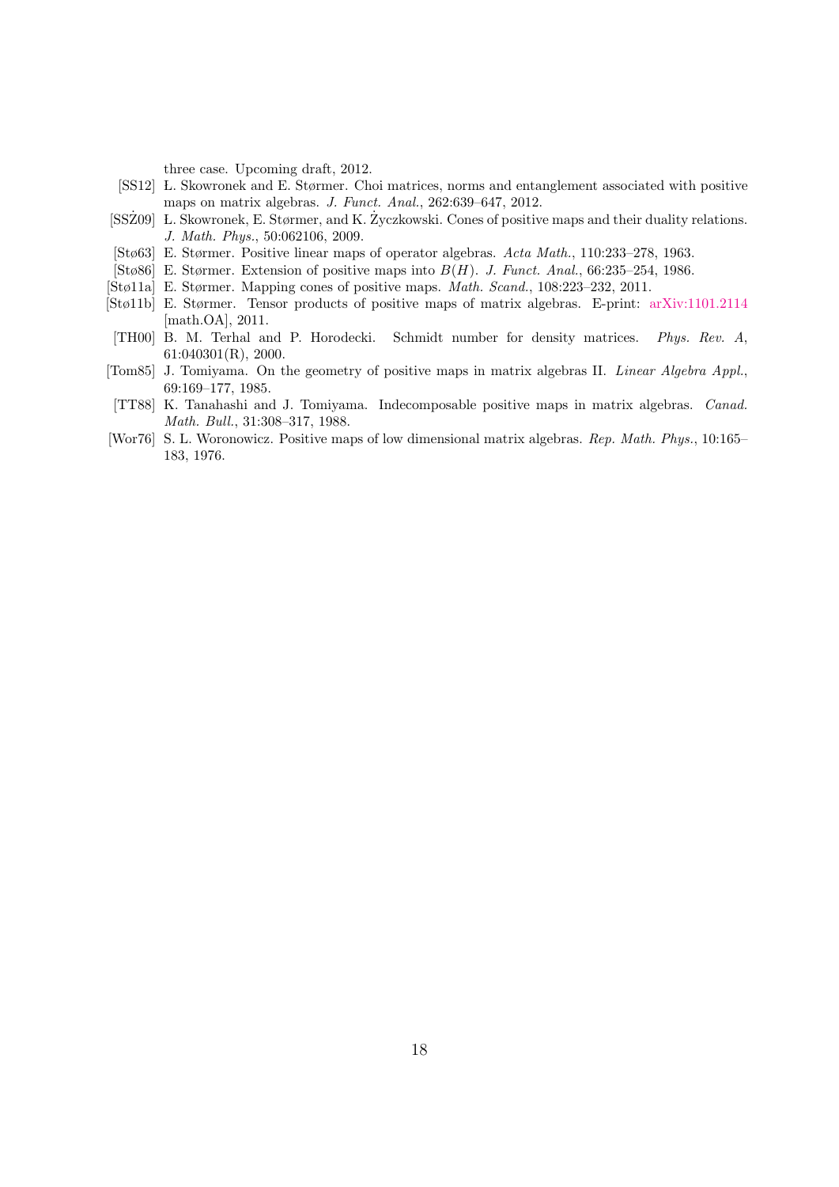three case. Upcoming draft, 2012.

[SS12] Ł. Skowronek and E. Størmer. Choi matrices, norms and entanglement associated with positive maps on matrix algebras. *J. Funct. Anal.*, 262:639–647, 2012.

[SSŻ09] Ł. Skowronek, E. Størmer, and K. Życzkowski. Cones of positive maps and their duality relations. *J. Math. Phys.*, 50:062106, 2009.

[Stø63] E. Størmer. Positive linear maps of operator algebras. *Acta Math.*, 110:233–278, 1963.

[Stø86] E. Størmer. Extension of positive maps into $B(H)$. *J. Funct. Anal.*, 66:235–254, 1986.

[Stø11a] E. Størmer. Mapping cones of positive maps. *Math. Scand.*, 108:223–232, 2011.

[Stø11b] E. Størmer. Tensor products of positive maps of matrix algebras. E-print: arXiv:1101.2114 [math.OA], 2011.

[TH00] B. M. Terhal and P. Horodecki. Schmidt number for density matrices. *Phys. Rev. A*, 61:040301(R), 2000.

[Tom85] J. Tomiyama. On the geometry of positive maps in matrix algebras II. *Linear Algebra Appl.*, 69:169–177, 1985.

[TT88] K. Tanahashi and J. Tomiyama. Indecomposable positive maps in matrix algebras. *Canad. Math. Bull.*, 31:308–317, 1988.

[Wor76] S. L. Woronowicz. Positive maps of low dimensional matrix algebras. *Rep. Math. Phys.*, 10:165–183, 1976.